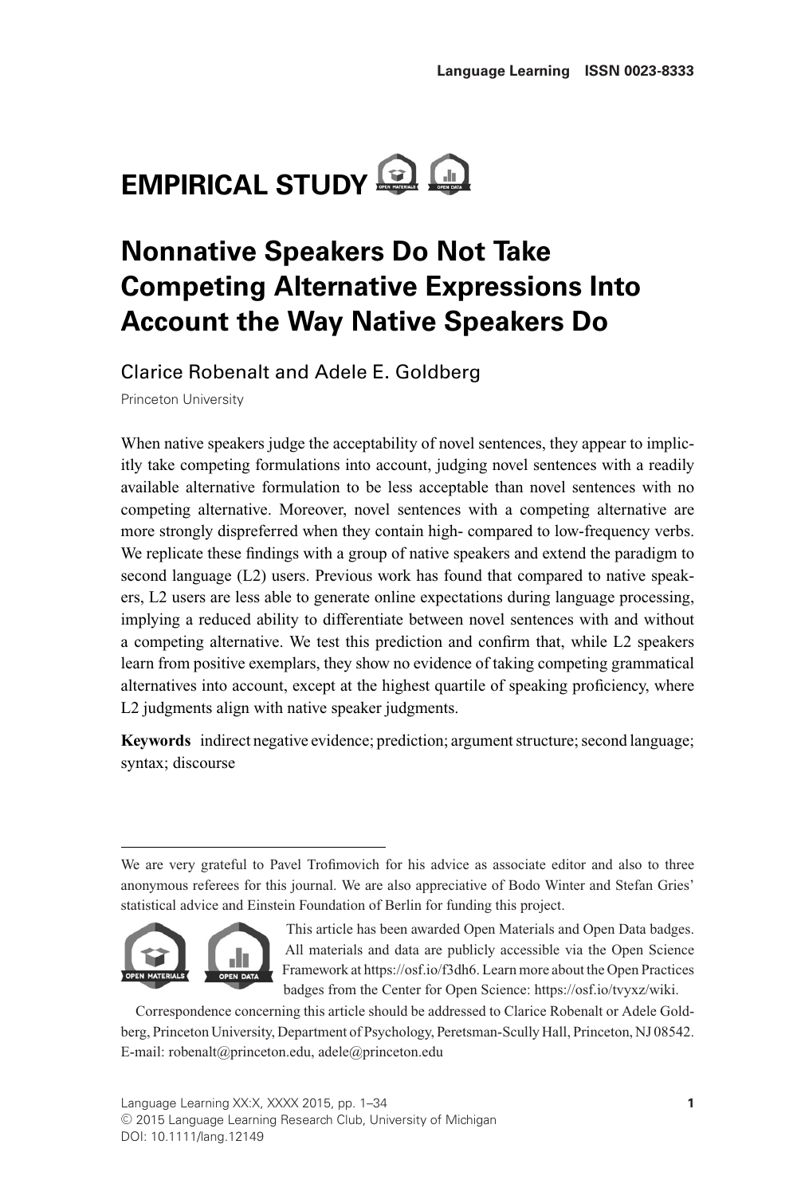EMPIRICAL STUDY

# Nonnative Speakers Do Not Take Competing Alternative Expressions Into Account the Way Native Speakers Do

Clarice Robenalt and Adele E. Goldberg

Princeton University

When native speakers judge the acceptability of novel sentences, they appear to implicitly take competing formulations into account, judging novel sentences with a readily available alternative formulation to be less acceptable than novel sentences with no competing alternative. Moreover, novel sentences with a competing alternative are more strongly dispreferred when they contain high- compared to low-frequency verbs. We replicate these findings with a group of native speakers and extend the paradigm to second language (L2) users. Previous work has found that compared to native speakers, L2 users are less able to generate online expectations during language processing, implying a reduced ability to differentiate between novel sentences with and without a competing alternative. We test this prediction and confirm that, while L2 speakers learn from positive exemplars, they show no evidence of taking competing grammatical alternatives into account, except at the highest quartile of speaking proficiency, where L2 judgments align with native speaker judgments.

**Keywords** indirect negative evidence; prediction; argument structure; second language; syntax; discourse

---

We are very grateful to Pavel Trofimovich for his advice as associate editor and also to three anonymous referees for this journal. We are also appreciative of Bodo Winter and Stefan Gries' statistical advice and Einstein Foundation of Berlin for funding this project.

This article has been awarded Open Materials and Open Data badges. All materials and data are publicly accessible via the Open Science Framework at https://osf.io/f3dh6. Learn more about the Open Practices badges from the Center for Open Science: https://osf.io/tvyxz/wiki.

Correspondence concerning this article should be addressed to Clarice Robenalt or Adele Goldberg, Princeton University, Department of Psychology, Peretsman-Scully Hall, Princeton, NJ 08542. E-mail: robenalt@princeton.edu, adele@princeton.edu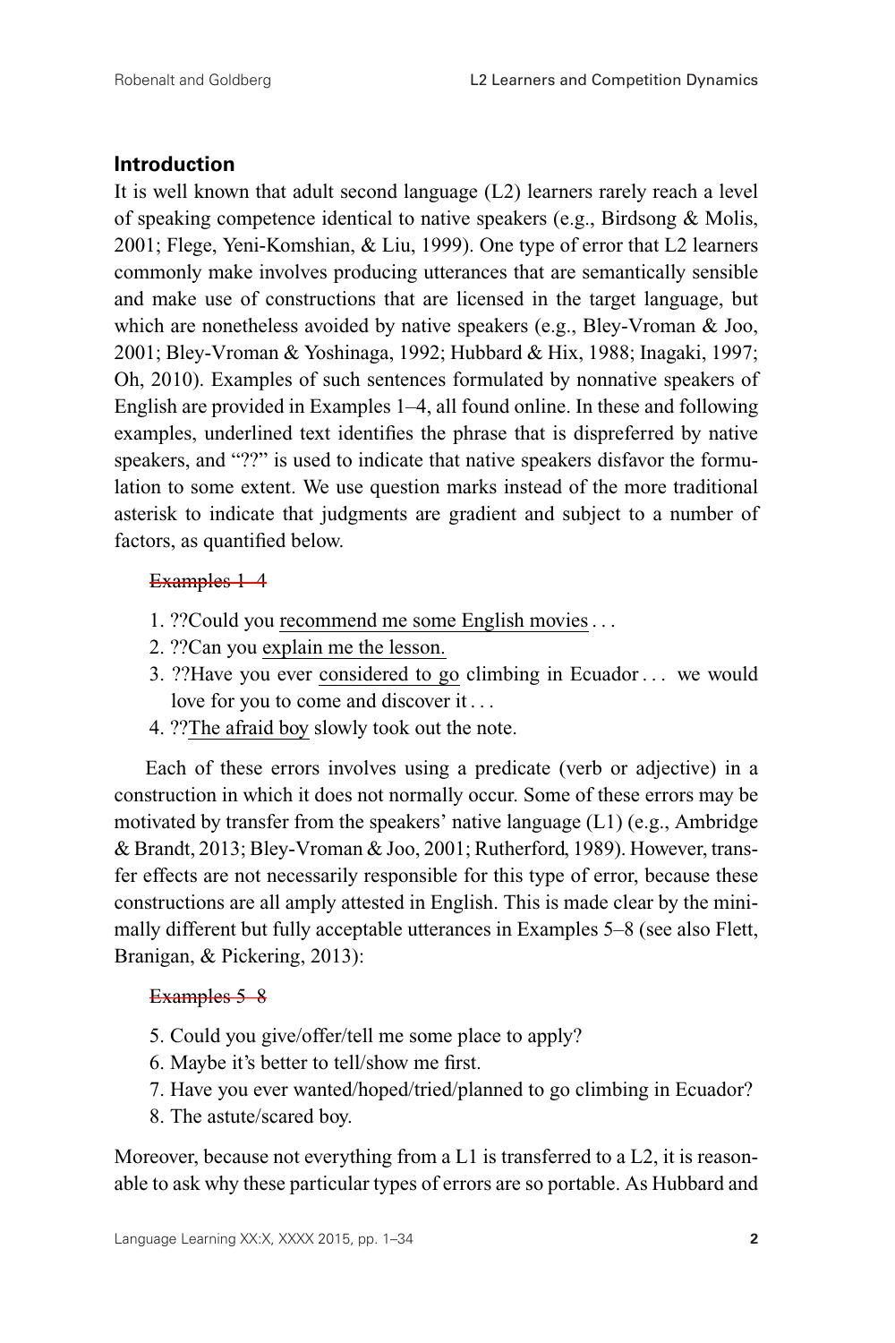## Introduction

It is well known that adult second language (L2) learners rarely reach a level of speaking competence identical to native speakers (e.g., Birdsong & Molis, 2001; Flege, Yeni-Komshian, & Liu, 1999). One type of error that L2 learners commonly make involves producing utterances that are semantically sensible and make use of constructions that are licensed in the target language, but which are nonetheless avoided by native speakers (e.g., Bley-Vroman & Joo, 2001; Bley-Vroman & Yoshinaga, 1992; Hubbard & Hix, 1988; Inagaki, 1997; Oh, 2010). Examples of such sentences formulated by nonnative speakers of English are provided in Examples 1–4, all found online. In these and following examples, underlined text identifies the phrase that is dispreferred by native speakers, and "??" is used to indicate that native speakers disfavor the formulation to some extent. We use question marks instead of the more traditional asterisk to indicate that judgments are gradient and subject to a number of factors, as quantified below.

~~Examples 1–4~~

1. ??Could you <u>recommend me some English movies</u> . . .
2. ??Can you <u>explain me the lesson.</u>
3. ??Have you ever <u>considered to go</u> climbing in Ecuador . . . we would love for you to come and discover it . . .
4. ??<u>The afraid boy</u> slowly took out the note.

Each of these errors involves using a predicate (verb or adjective) in a construction in which it does not normally occur. Some of these errors may be motivated by transfer from the speakers' native language (L1) (e.g., Ambridge & Brandt, 2013; Bley-Vroman & Joo, 2001; Rutherford, 1989). However, transfer effects are not necessarily responsible for this type of error, because these constructions are all amply attested in English. This is made clear by the minimally different but fully acceptable utterances in Examples 5–8 (see also Flett, Branigan, & Pickering, 2013):

~~Examples 5–8~~

5. Could you give/offer/tell me some place to apply?
6. Maybe it's better to tell/show me first.
7. Have you ever wanted/hoped/tried/planned to go climbing in Ecuador?
8. The astute/scared boy.

Moreover, because not everything from a L1 is transferred to a L2, it is reasonable to ask why these particular types of errors are so portable. As Hubbard and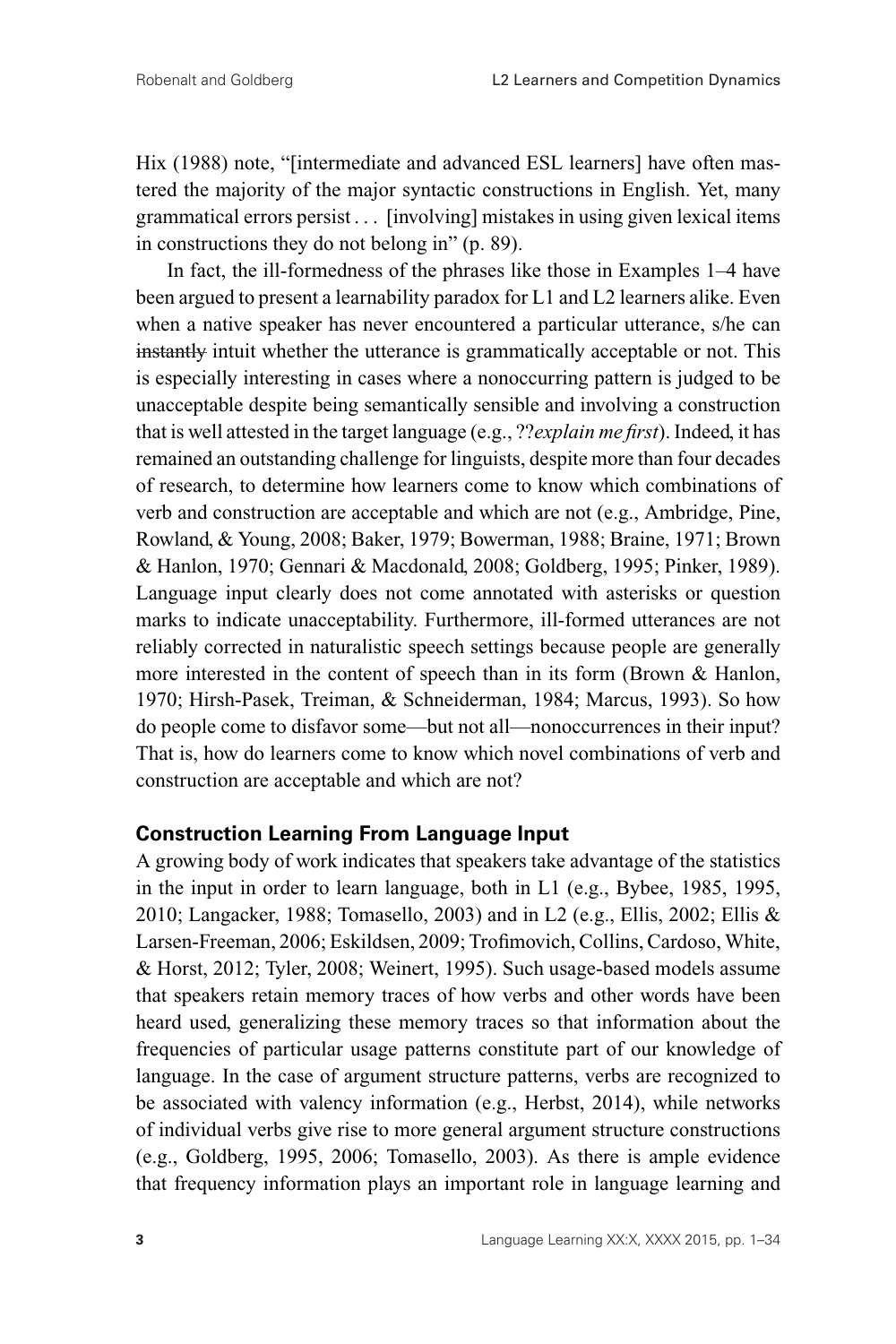Hix (1988) note, "[intermediate and advanced ESL learners] have often mastered the majority of the major syntactic constructions in English. Yet, many grammatical errors persist . . . [involving] mistakes in using given lexical items in constructions they do not belong in" (p. 89).

In fact, the ill-formedness of the phrases like those in Examples 1–4 have been argued to present a learnability paradox for L1 and L2 learners alike. Even when a native speaker has never encountered a particular utterance, s/he can ~~instantly~~ intuit whether the utterance is grammatically acceptable or not. This is especially interesting in cases where a nonoccurring pattern is judged to be unacceptable despite being semantically sensible and involving a construction that is well attested in the target language (e.g., ??*explain me first*). Indeed, it has remained an outstanding challenge for linguists, despite more than four decades of research, to determine how learners come to know which combinations of verb and construction are acceptable and which are not (e.g., Ambridge, Pine, Rowland, & Young, 2008; Baker, 1979; Bowerman, 1988; Braine, 1971; Brown & Hanlon, 1970; Gennari & Macdonald, 2008; Goldberg, 1995; Pinker, 1989). Language input clearly does not come annotated with asterisks or question marks to indicate unacceptability. Furthermore, ill-formed utterances are not reliably corrected in naturalistic speech settings because people are generally more interested in the content of speech than in its form (Brown & Hanlon, 1970; Hirsh-Pasek, Treiman, & Schneiderman, 1984; Marcus, 1993). So how do people come to disfavor some—but not all—nonoccurrences in their input? That is, how do learners come to know which novel combinations of verb and construction are acceptable and which are not?

## Construction Learning From Language Input

A growing body of work indicates that speakers take advantage of the statistics in the input in order to learn language, both in L1 (e.g., Bybee, 1985, 1995, 2010; Langacker, 1988; Tomasello, 2003) and in L2 (e.g., Ellis, 2002; Ellis & Larsen-Freeman, 2006; Eskildsen, 2009; Trofimovich, Collins, Cardoso, White, & Horst, 2012; Tyler, 2008; Weinert, 1995). Such usage-based models assume that speakers retain memory traces of how verbs and other words have been heard used, generalizing these memory traces so that information about the frequencies of particular usage patterns constitute part of our knowledge of language. In the case of argument structure patterns, verbs are recognized to be associated with valency information (e.g., Herbst, 2014), while networks of individual verbs give rise to more general argument structure constructions (e.g., Goldberg, 1995, 2006; Tomasello, 2003). As there is ample evidence that frequency information plays an important role in language learning and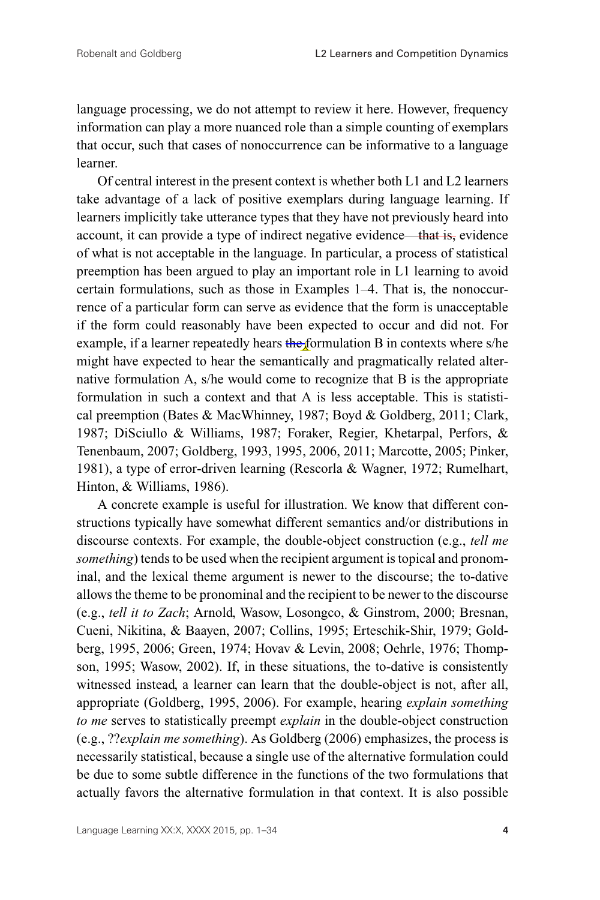language processing, we do not attempt to review it here. However, frequency information can play a more nuanced role than a simple counting of exemplars that occur, such that cases of nonoccurrence can be informative to a language learner.

Of central interest in the present context is whether both L1 and L2 learners take advantage of a lack of positive exemplars during language learning. If learners implicitly take utterance types that they have not previously heard into account, it can provide a type of indirect negative evidence—that is, evidence of what is not acceptable in the language. In particular, a process of statistical preemption has been argued to play an important role in L1 learning to avoid certain formulations, such as those in Examples 1–4. That is, the nonoccurrence of a particular form can serve as evidence that the form is unacceptable if the form could reasonably have been expected to occur and did not. For example, if a learner repeatedly hears the formulation B in contexts where s/he might have expected to hear the semantically and pragmatically related alternative formulation A, s/he would come to recognize that B is the appropriate formulation in such a context and that A is less acceptable. This is statistical preemption (Bates & MacWhinney, 1987; Boyd & Goldberg, 2011; Clark, 1987; DiSciullo & Williams, 1987; Foraker, Regier, Khetarpal, Perfors, & Tenenbaum, 2007; Goldberg, 1993, 1995, 2006, 2011; Marcotte, 2005; Pinker, 1981), a type of error-driven learning (Rescorla & Wagner, 1972; Rumelhart, Hinton, & Williams, 1986).

A concrete example is useful for illustration. We know that different constructions typically have somewhat different semantics and/or distributions in discourse contexts. For example, the double-object construction (e.g., *tell me something*) tends to be used when the recipient argument is topical and pronominal, and the lexical theme argument is newer to the discourse; the to-dative allows the theme to be pronominal and the recipient to be newer to the discourse (e.g., *tell it to Zach*; Arnold, Wasow, Losongco, & Ginstrom, 2000; Bresnan, Cueni, Nikitina, & Baayen, 2007; Collins, 1995; Erteschik-Shir, 1979; Goldberg, 1995, 2006; Green, 1974; Hovav & Levin, 2008; Oehrle, 1976; Thompson, 1995; Wasow, 2002). If, in these situations, the to-dative is consistently witnessed instead, a learner can learn that the double-object is not, after all, appropriate (Goldberg, 1995, 2006). For example, hearing *explain something to me* serves to statistically preempt *explain* in the double-object construction (e.g., ??*explain me something*). As Goldberg (2006) emphasizes, the process is necessarily statistical, because a single use of the alternative formulation could be due to some subtle difference in the functions of the two formulations that actually favors the alternative formulation in that context. It is also possible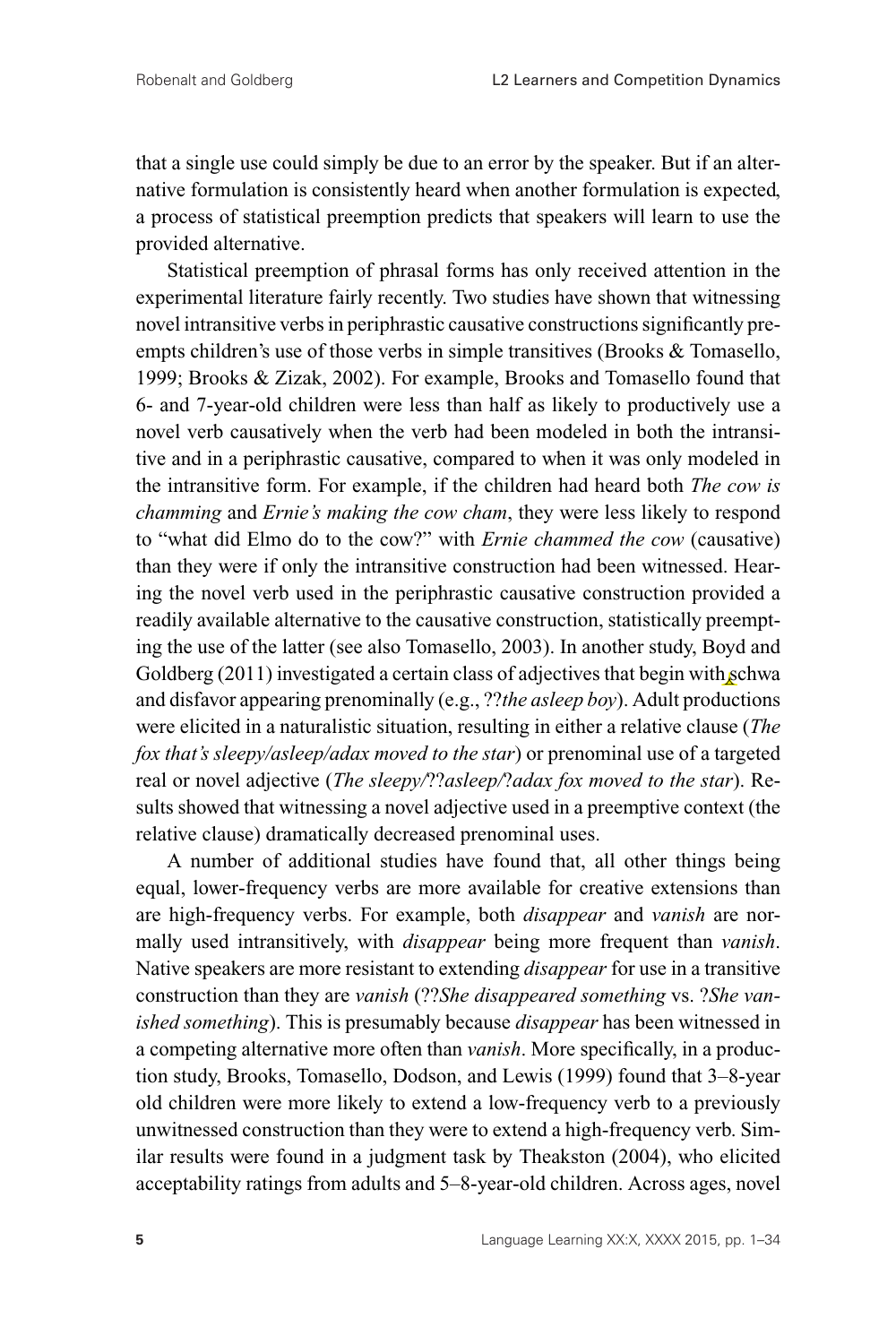that a single use could simply be due to an error by the speaker. But if an alternative formulation is consistently heard when another formulation is expected, a process of statistical preemption predicts that speakers will learn to use the provided alternative.

Statistical preemption of phrasal forms has only received attention in the experimental literature fairly recently. Two studies have shown that witnessing novel intransitive verbs in periphrastic causative constructions significantly preempts children's use of those verbs in simple transitives (Brooks & Tomasello, 1999; Brooks & Zizak, 2002). For example, Brooks and Tomasello found that 6- and 7-year-old children were less than half as likely to productively use a novel verb causatively when the verb had been modeled in both the intransitive and in a periphrastic causative, compared to when it was only modeled in the intransitive form. For example, if the children had heard both *The cow is chamming* and *Ernie's making the cow cham*, they were less likely to respond to "what did Elmo do to the cow?" with *Ernie chammed the cow* (causative) than they were if only the intransitive construction had been witnessed. Hearing the novel verb used in the periphrastic causative construction provided a readily available alternative to the causative construction, statistically preempting the use of the latter (see also Tomasello, 2003). In another study, Boyd and Goldberg (2011) investigated a certain class of adjectives that begin with schwa and disfavor appearing prenominally (e.g., ??*the asleep boy*). Adult productions were elicited in a naturalistic situation, resulting in either a relative clause (*The fox that's sleepy/asleep/adax moved to the star*) or prenominal use of a targeted real or novel adjective (*The sleepy/??asleep/?adax fox moved to the star*). Results showed that witnessing a novel adjective used in a preemptive context (the relative clause) dramatically decreased prenominal uses.

A number of additional studies have found that, all other things being equal, lower-frequency verbs are more available for creative extensions than are high-frequency verbs. For example, both *disappear* and *vanish* are normally used intransitively, with *disappear* being more frequent than *vanish*. Native speakers are more resistant to extending *disappear* for use in a transitive construction than they are *vanish* (??*She disappeared something* vs. ?*She vanished something*). This is presumably because *disappear* has been witnessed in a competing alternative more often than *vanish*. More specifically, in a production study, Brooks, Tomasello, Dodson, and Lewis (1999) found that 3–8-year old children were more likely to extend a low-frequency verb to a previously unwitnessed construction than they were to extend a high-frequency verb. Similar results were found in a judgment task by Theakston (2004), who elicited acceptability ratings from adults and 5–8-year-old children. Across ages, novel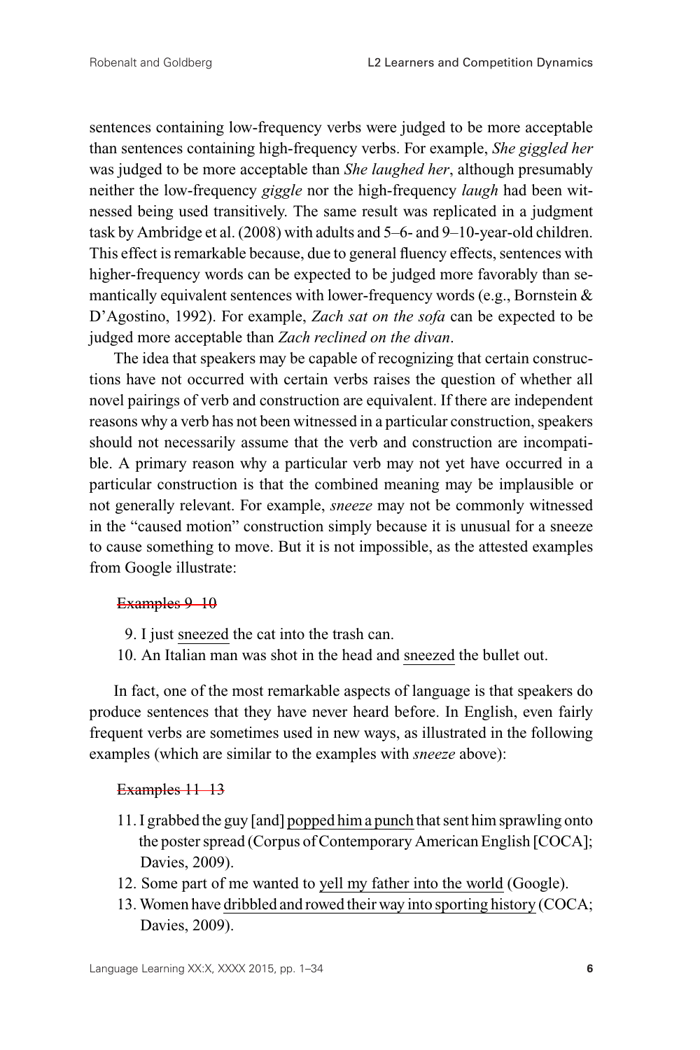sentences containing low-frequency verbs were judged to be more acceptable than sentences containing high-frequency verbs. For example, *She giggled her* was judged to be more acceptable than *She laughed her*, although presumably neither the low-frequency *giggle* nor the high-frequency *laugh* had been witnessed being used transitively. The same result was replicated in a judgment task by Ambridge et al. (2008) with adults and 5–6- and 9–10-year-old children. This effect is remarkable because, due to general fluency effects, sentences with higher-frequency words can be expected to be judged more favorably than semantically equivalent sentences with lower-frequency words (e.g., Bornstein & D'Agostino, 1992). For example, *Zach sat on the sofa* can be expected to be judged more acceptable than *Zach reclined on the divan*.

The idea that speakers may be capable of recognizing that certain constructions have not occurred with certain verbs raises the question of whether all novel pairings of verb and construction are equivalent. If there are independent reasons why a verb has not been witnessed in a particular construction, speakers should not necessarily assume that the verb and construction are incompatible. A primary reason why a particular verb may not yet have occurred in a particular construction is that the combined meaning may be implausible or not generally relevant. For example, *sneeze* may not be commonly witnessed in the "caused motion" construction simply because it is unusual for a sneeze to cause something to move. But it is not impossible, as the attested examples from Google illustrate:

~~Examples 9–10~~

9. I just <u>sneezed</u> the cat into the trash can.
10. An Italian man was shot in the head and <u>sneezed</u> the bullet out.

In fact, one of the most remarkable aspects of language is that speakers do produce sentences that they have never heard before. In English, even fairly frequent verbs are sometimes used in new ways, as illustrated in the following examples (which are similar to the examples with *sneeze* above):

~~Examples 11–13~~

11. I grabbed the guy [and] <u>popped him a punch</u> that sent him sprawling onto the poster spread (Corpus of Contemporary American English [COCA]; Davies, 2009).
12. Some part of me wanted to <u>yell my father into the world</u> (Google).
13. Women have <u>dribbled and rowed their way into sporting history</u> (COCA; Davies, 2009).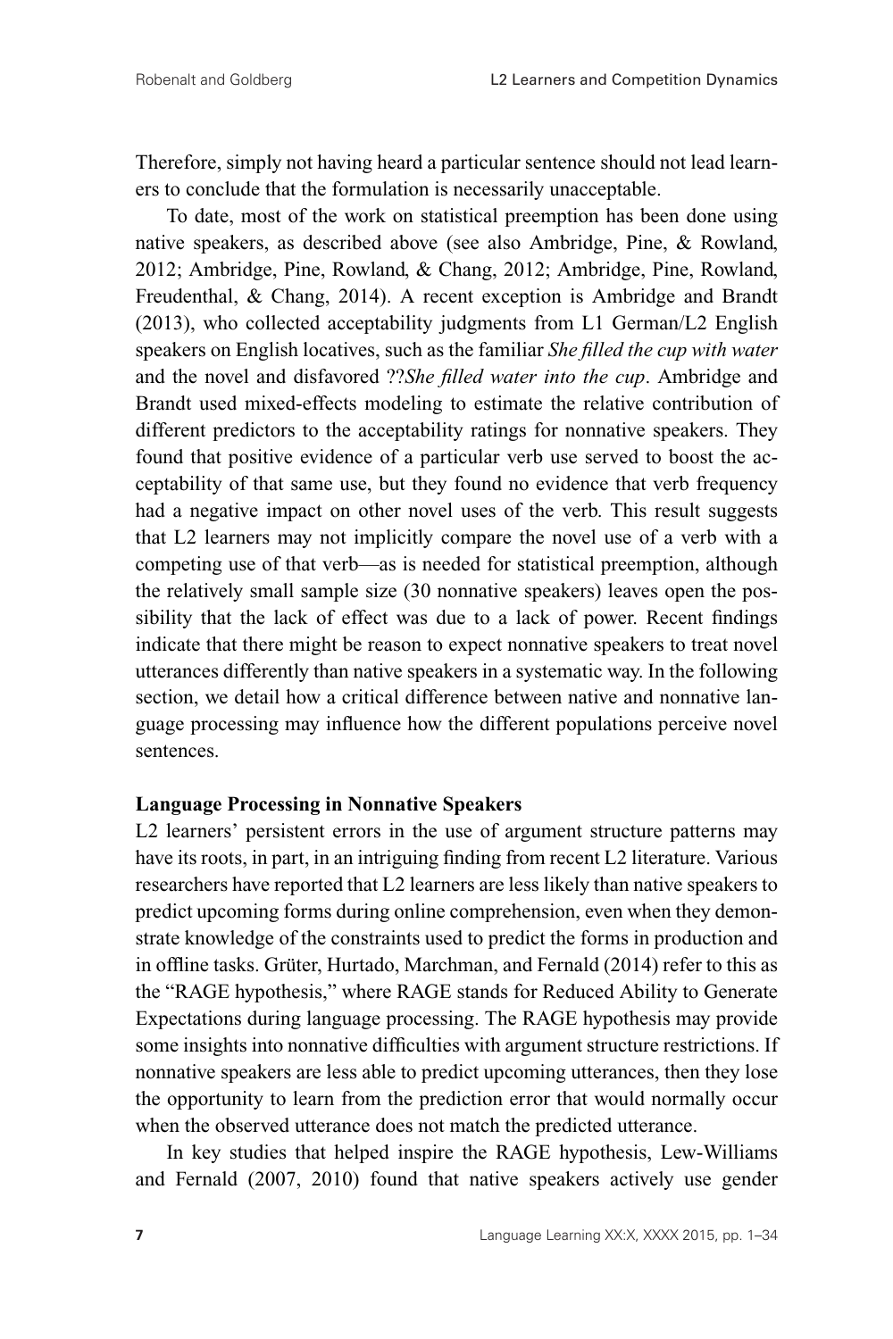Therefore, simply not having heard a particular sentence should not lead learners to conclude that the formulation is necessarily unacceptable.

To date, most of the work on statistical preemption has been done using native speakers, as described above (see also Ambridge, Pine, & Rowland, 2012; Ambridge, Pine, Rowland, & Chang, 2012; Ambridge, Pine, Rowland, Freudenthal, & Chang, 2014). A recent exception is Ambridge and Brandt (2013), who collected acceptability judgments from L1 German/L2 English speakers on English locatives, such as the familiar *She filled the cup with water* and the novel and disfavored ??*She filled water into the cup*. Ambridge and Brandt used mixed-effects modeling to estimate the relative contribution of different predictors to the acceptability ratings for nonnative speakers. They found that positive evidence of a particular verb use served to boost the acceptability of that same use, but they found no evidence that verb frequency had a negative impact on other novel uses of the verb. This result suggests that L2 learners may not implicitly compare the novel use of a verb with a competing use of that verb—as is needed for statistical preemption, although the relatively small sample size (30 nonnative speakers) leaves open the possibility that the lack of effect was due to a lack of power. Recent findings indicate that there might be reason to expect nonnative speakers to treat novel utterances differently than native speakers in a systematic way. In the following section, we detail how a critical difference between native and nonnative language processing may influence how the different populations perceive novel sentences.

**Language Processing in Nonnative Speakers**

L2 learners' persistent errors in the use of argument structure patterns may have its roots, in part, in an intriguing finding from recent L2 literature. Various researchers have reported that L2 learners are less likely than native speakers to predict upcoming forms during online comprehension, even when they demonstrate knowledge of the constraints used to predict the forms in production and in offline tasks. Grüter, Hurtado, Marchman, and Fernald (2014) refer to this as the "RAGE hypothesis," where RAGE stands for Reduced Ability to Generate Expectations during language processing. The RAGE hypothesis may provide some insights into nonnative difficulties with argument structure restrictions. If nonnative speakers are less able to predict upcoming utterances, then they lose the opportunity to learn from the prediction error that would normally occur when the observed utterance does not match the predicted utterance.

In key studies that helped inspire the RAGE hypothesis, Lew-Williams and Fernald (2007, 2010) found that native speakers actively use gender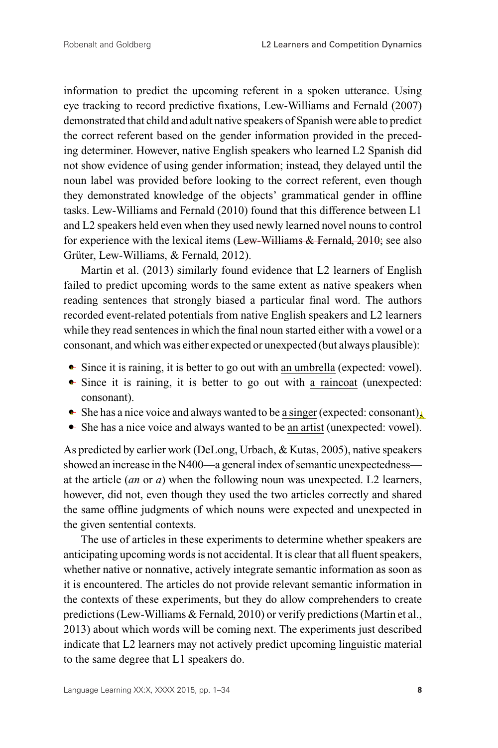information to predict the upcoming referent in a spoken utterance. Using eye tracking to record predictive fixations, Lew-Williams and Fernald (2007) demonstrated that child and adult native speakers of Spanish were able to predict the correct referent based on the gender information provided in the preceding determiner. However, native English speakers who learned L2 Spanish did not show evidence of using gender information; instead, they delayed until the noun label was provided before looking to the correct referent, even though they demonstrated knowledge of the objects' grammatical gender in offline tasks. Lew-Williams and Fernald (2010) found that this difference between L1 and L2 speakers held even when they used newly learned novel nouns to control for experience with the lexical items (~~Lew-Williams & Fernald, 2010;~~ see also Grüter, Lew-Williams, & Fernald, 2012).

Martin et al. (2013) similarly found evidence that L2 learners of English failed to predict upcoming words to the same extent as native speakers when reading sentences that strongly biased a particular final word. The authors recorded event-related potentials from native English speakers and L2 learners while they read sentences in which the final noun started either with a vowel or a consonant, and which was either expected or unexpected (but always plausible):

- Since it is raining, it is better to go out with <u>an umbrella</u> (expected: vowel).
- Since it is raining, it is better to go out with <u>a raincoat</u> (unexpected: consonant).
- She has a nice voice and always wanted to be <u>a singer</u> (expected: consonant).
- She has a nice voice and always wanted to be <u>an artist</u> (unexpected: vowel).

As predicted by earlier work (DeLong, Urbach, & Kutas, 2005), native speakers showed an increase in the N400—a general index of semantic unexpectedness—at the article (*an* or *a*) when the following noun was unexpected. L2 learners, however, did not, even though they used the two articles correctly and shared the same offline judgments of which nouns were expected and unexpected in the given sentential contexts.

The use of articles in these experiments to determine whether speakers are anticipating upcoming words is not accidental. It is clear that all fluent speakers, whether native or nonnative, actively integrate semantic information as soon as it is encountered. The articles do not provide relevant semantic information in the contexts of these experiments, but they do allow comprehenders to create predictions (Lew-Williams & Fernald, 2010) or verify predictions (Martin et al., 2013) about which words will be coming next. The experiments just described indicate that L2 learners may not actively predict upcoming linguistic material to the same degree that L1 speakers do.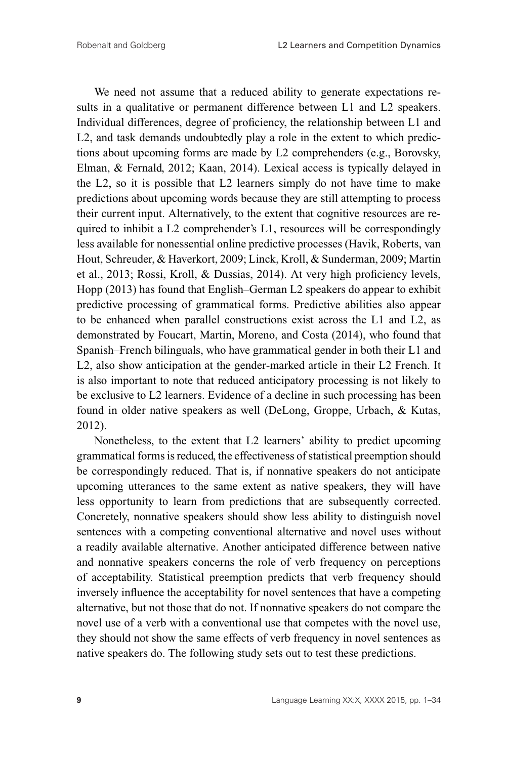We need not assume that a reduced ability to generate expectations results in a qualitative or permanent difference between L1 and L2 speakers. Individual differences, degree of proficiency, the relationship between L1 and L2, and task demands undoubtedly play a role in the extent to which predictions about upcoming forms are made by L2 comprehenders (e.g., Borovsky, Elman, & Fernald, 2012; Kaan, 2014). Lexical access is typically delayed in the L2, so it is possible that L2 learners simply do not have time to make predictions about upcoming words because they are still attempting to process their current input. Alternatively, to the extent that cognitive resources are required to inhibit a L2 comprehender's L1, resources will be correspondingly less available for nonessential online predictive processes (Havik, Roberts, van Hout, Schreuder, & Haverkort, 2009; Linck, Kroll, & Sunderman, 2009; Martin et al., 2013; Rossi, Kroll, & Dussias, 2014). At very high proficiency levels, Hopp (2013) has found that English–German L2 speakers do appear to exhibit predictive processing of grammatical forms. Predictive abilities also appear to be enhanced when parallel constructions exist across the L1 and L2, as demonstrated by Foucart, Martin, Moreno, and Costa (2014), who found that Spanish–French bilinguals, who have grammatical gender in both their L1 and L2, also show anticipation at the gender-marked article in their L2 French. It is also important to note that reduced anticipatory processing is not likely to be exclusive to L2 learners. Evidence of a decline in such processing has been found in older native speakers as well (DeLong, Groppe, Urbach, & Kutas, 2012).

Nonetheless, to the extent that L2 learners' ability to predict upcoming grammatical forms is reduced, the effectiveness of statistical preemption should be correspondingly reduced. That is, if nonnative speakers do not anticipate upcoming utterances to the same extent as native speakers, they will have less opportunity to learn from predictions that are subsequently corrected. Concretely, nonnative speakers should show less ability to distinguish novel sentences with a competing conventional alternative and novel uses without a readily available alternative. Another anticipated difference between native and nonnative speakers concerns the role of verb frequency on perceptions of acceptability. Statistical preemption predicts that verb frequency should inversely influence the acceptability for novel sentences that have a competing alternative, but not those that do not. If nonnative speakers do not compare the novel use of a verb with a conventional use that competes with the novel use, they should not show the same effects of verb frequency in novel sentences as native speakers do. The following study sets out to test these predictions.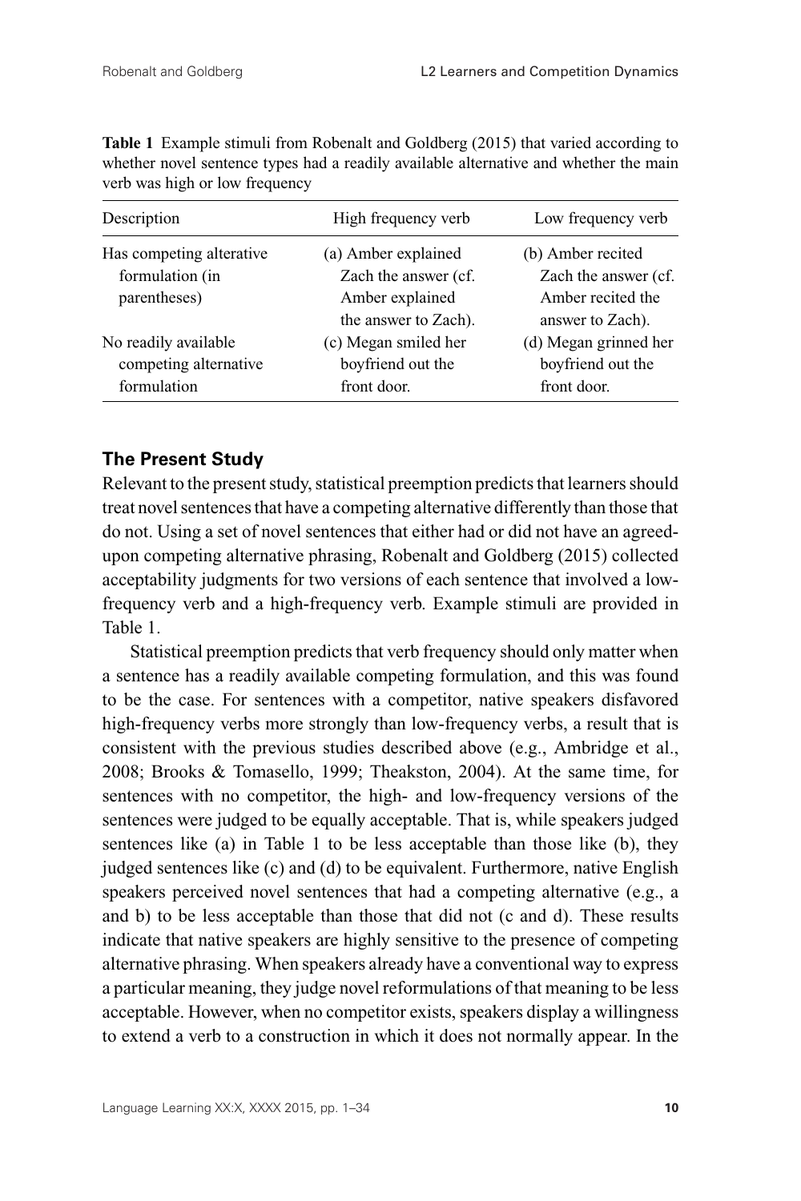**Table 1** Example stimuli from Robenalt and Goldberg (2015) that varied according to whether novel sentence types had a readily available alternative and whether the main verb was high or low frequency

| Description | High frequency verb | Low frequency verb |
|---|---|---|
| Has competing alterative formulation (in parentheses) | (a) Amber explained Zach the answer (cf. Amber explained the answer to Zach). | (b) Amber recited Zach the answer (cf. Amber recited the answer to Zach). |
| No readily available competing alternative formulation | (c) Megan smiled her boyfriend out the front door. | (d) Megan grinned her boyfriend out the front door. |

## The Present Study

Relevant to the present study, statistical preemption predicts that learners should treat novel sentences that have a competing alternative differently than those that do not. Using a set of novel sentences that either had or did not have an agreed-upon competing alternative phrasing, Robenalt and Goldberg (2015) collected acceptability judgments for two versions of each sentence that involved a low-frequency verb and a high-frequency verb. Example stimuli are provided in Table 1.

Statistical preemption predicts that verb frequency should only matter when a sentence has a readily available competing formulation, and this was found to be the case. For sentences with a competitor, native speakers disfavored high-frequency verbs more strongly than low-frequency verbs, a result that is consistent with the previous studies described above (e.g., Ambridge et al., 2008; Brooks & Tomasello, 1999; Theakston, 2004). At the same time, for sentences with no competitor, the high- and low-frequency versions of the sentences were judged to be equally acceptable. That is, while speakers judged sentences like (a) in Table 1 to be less acceptable than those like (b), they judged sentences like (c) and (d) to be equivalent. Furthermore, native English speakers perceived novel sentences that had a competing alternative (e.g., a and b) to be less acceptable than those that did not (c and d). These results indicate that native speakers are highly sensitive to the presence of competing alternative phrasing. When speakers already have a conventional way to express a particular meaning, they judge novel reformulations of that meaning to be less acceptable. However, when no competitor exists, speakers display a willingness to extend a verb to a construction in which it does not normally appear. In the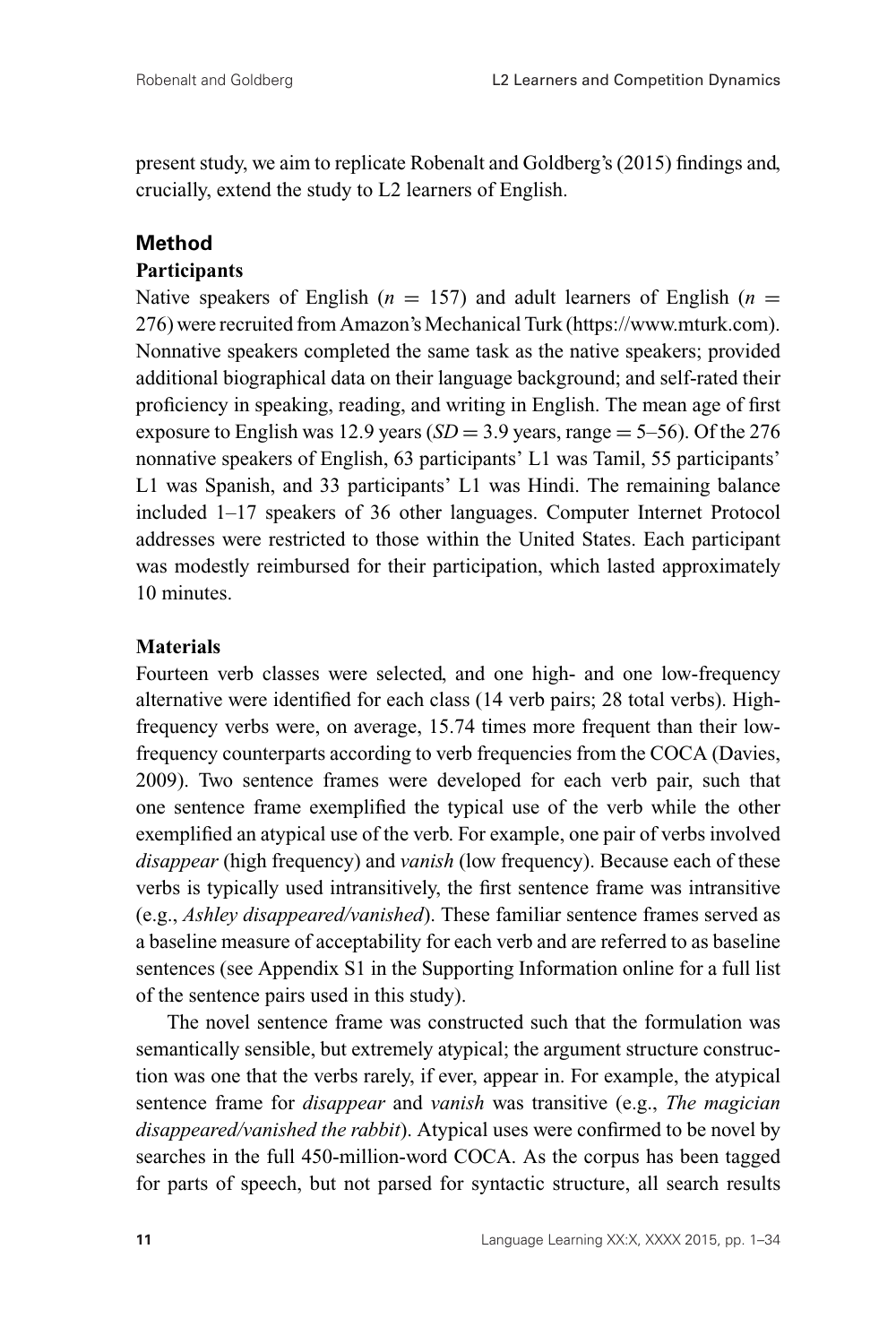present study, we aim to replicate Robenalt and Goldberg's (2015) findings and, crucially, extend the study to L2 learners of English.

## Method

### Participants

Native speakers of English ($n = 157$) and adult learners of English ($n = 276$) were recruited from Amazon's Mechanical Turk (https://www.mturk.com). Nonnative speakers completed the same task as the native speakers; provided additional biographical data on their language background; and self-rated their proficiency in speaking, reading, and writing in English. The mean age of first exposure to English was 12.9 years ($SD = 3.9$ years, range = 5–56). Of the 276 nonnative speakers of English, 63 participants' L1 was Tamil, 55 participants' L1 was Spanish, and 33 participants' L1 was Hindi. The remaining balance included 1–17 speakers of 36 other languages. Computer Internet Protocol addresses were restricted to those within the United States. Each participant was modestly reimbursed for their participation, which lasted approximately 10 minutes.

### Materials

Fourteen verb classes were selected, and one high- and one low-frequency alternative were identified for each class (14 verb pairs; 28 total verbs). High-frequency verbs were, on average, 15.74 times more frequent than their low-frequency counterparts according to verb frequencies from the COCA (Davies, 2009). Two sentence frames were developed for each verb pair, such that one sentence frame exemplified the typical use of the verb while the other exemplified an atypical use of the verb. For example, one pair of verbs involved *disappear* (high frequency) and *vanish* (low frequency). Because each of these verbs is typically used intransitively, the first sentence frame was intransitive (e.g., *Ashley disappeared/vanished*). These familiar sentence frames served as a baseline measure of acceptability for each verb and are referred to as baseline sentences (see Appendix S1 in the Supporting Information online for a full list of the sentence pairs used in this study).

The novel sentence frame was constructed such that the formulation was semantically sensible, but extremely atypical; the argument structure construction was one that the verbs rarely, if ever, appear in. For example, the atypical sentence frame for *disappear* and *vanish* was transitive (e.g., *The magician disappeared/vanished the rabbit*). Atypical uses were confirmed to be novel by searches in the full 450-million-word COCA. As the corpus has been tagged for parts of speech, but not parsed for syntactic structure, all search results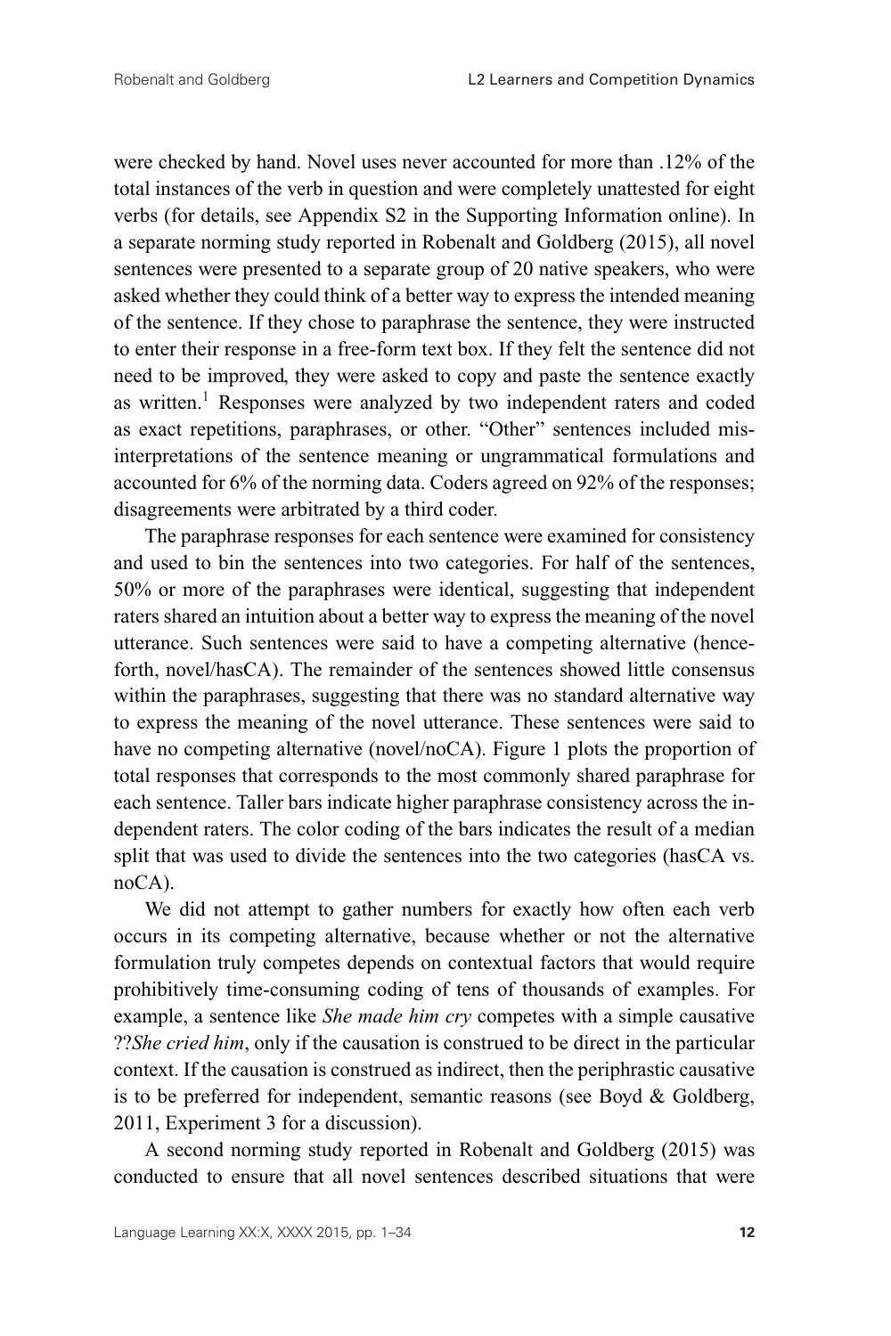were checked by hand. Novel uses never accounted for more than .12% of the total instances of the verb in question and were completely unattested for eight verbs (for details, see Appendix S2 in the Supporting Information online). In a separate norming study reported in Robenalt and Goldberg (2015), all novel sentences were presented to a separate group of 20 native speakers, who were asked whether they could think of a better way to express the intended meaning of the sentence. If they chose to paraphrase the sentence, they were instructed to enter their response in a free-form text box. If they felt the sentence did not need to be improved, they were asked to copy and paste the sentence exactly as written.[1] Responses were analyzed by two independent raters and coded as exact repetitions, paraphrases, or other. "Other" sentences included misinterpretations of the sentence meaning or ungrammatical formulations and accounted for 6% of the norming data. Coders agreed on 92% of the responses; disagreements were arbitrated by a third coder.

The paraphrase responses for each sentence were examined for consistency and used to bin the sentences into two categories. For half of the sentences, 50% or more of the paraphrases were identical, suggesting that independent raters shared an intuition about a better way to express the meaning of the novel utterance. Such sentences were said to have a competing alternative (henceforth, novel/hasCA). The remainder of the sentences showed little consensus within the paraphrases, suggesting that there was no standard alternative way to express the meaning of the novel utterance. These sentences were said to have no competing alternative (novel/noCA). Figure 1 plots the proportion of total responses that corresponds to the most commonly shared paraphrase for each sentence. Taller bars indicate higher paraphrase consistency across the independent raters. The color coding of the bars indicates the result of a median split that was used to divide the sentences into the two categories (hasCA vs. noCA).

We did not attempt to gather numbers for exactly how often each verb occurs in its competing alternative, because whether or not the alternative formulation truly competes depends on contextual factors that would require prohibitively time-consuming coding of tens of thousands of examples. For example, a sentence like *She made him cry* competes with a simple causative ??*She cried him*, only if the causation is construed to be direct in the particular context. If the causation is construed as indirect, then the periphrastic causative is to be preferred for independent, semantic reasons (see Boyd & Goldberg, 2011, Experiment 3 for a discussion).

A second norming study reported in Robenalt and Goldberg (2015) was conducted to ensure that all novel sentences described situations that were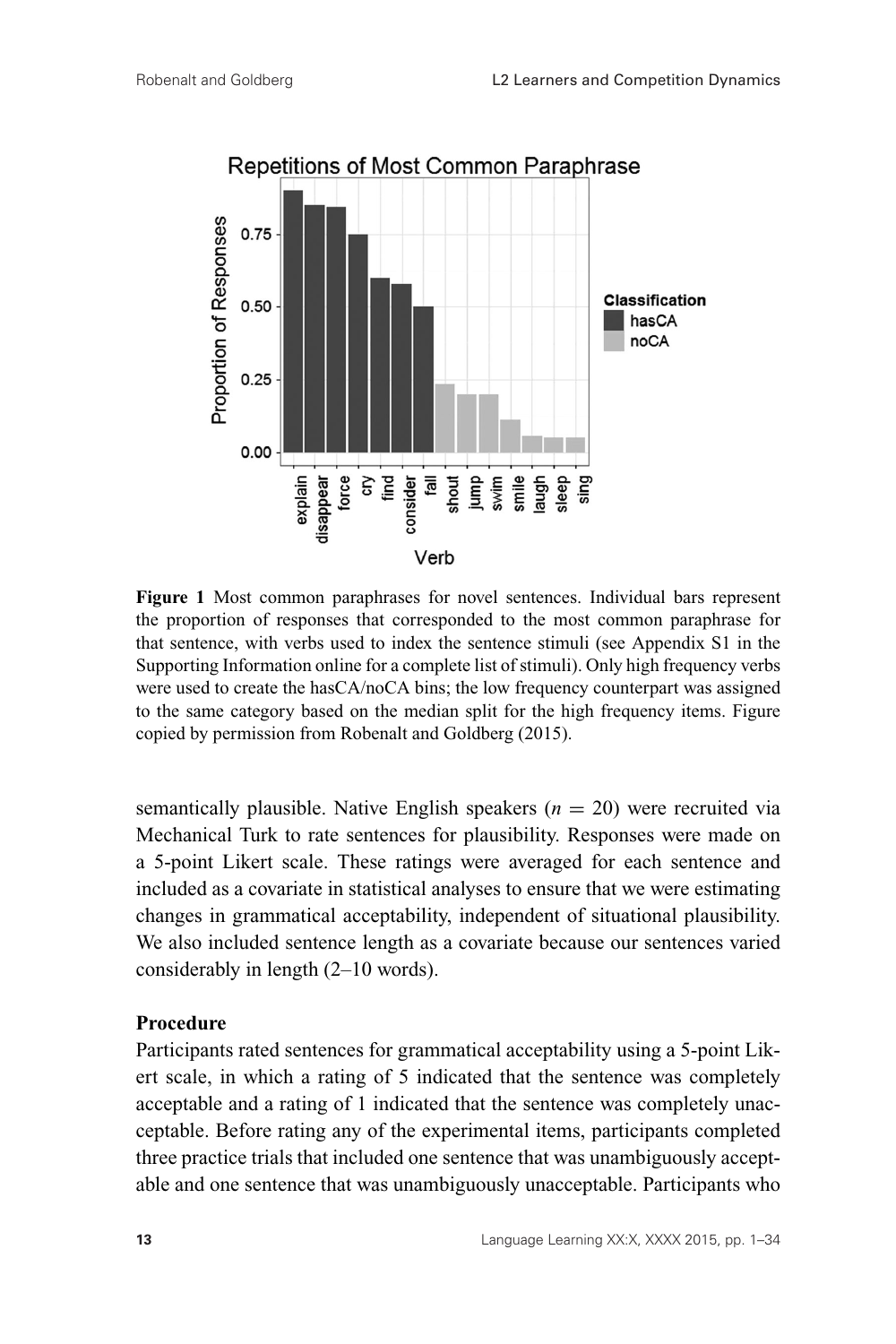**Figure 1** Most common paraphrases for novel sentences. Individual bars represent the proportion of responses that corresponded to the most common paraphrase for that sentence, with verbs used to index the sentence stimuli (see Appendix S1 in the Supporting Information online for a complete list of stimuli). Only high frequency verbs were used to create the hasCA/noCA bins; the low frequency counterpart was assigned to the same category based on the median split for the high frequency items. Figure copied by permission from Robenalt and Goldberg (2015).

semantically plausible. Native English speakers ($n = 20$) were recruited via Mechanical Turk to rate sentences for plausibility. Responses were made on a 5-point Likert scale. These ratings were averaged for each sentence and included as a covariate in statistical analyses to ensure that we were estimating changes in grammatical acceptability, independent of situational plausibility. We also included sentence length as a covariate because our sentences varied considerably in length (2–10 words).

### Procedure

Participants rated sentences for grammatical acceptability using a 5-point Likert scale, in which a rating of 5 indicated that the sentence was completely acceptable and a rating of 1 indicated that the sentence was completely unacceptable. Before rating any of the experimental items, participants completed three practice trials that included one sentence that was unambiguously acceptable and one sentence that was unambiguously unacceptable. Participants who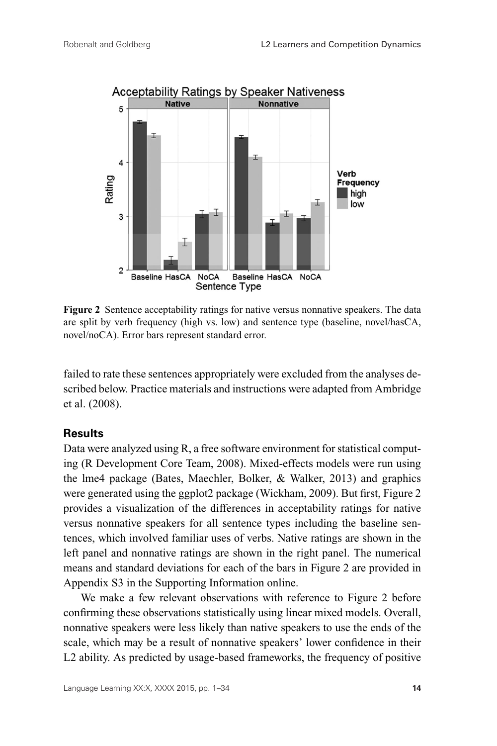**Figure 2** Sentence acceptability ratings for native versus nonnative speakers. The data are split by verb frequency (high vs. low) and sentence type (baseline, novel/hasCA, novel/noCA). Error bars represent standard error.

failed to rate these sentences appropriately were excluded from the analyses described below. Practice materials and instructions were adapted from Ambridge et al. (2008).

### Results

Data were analyzed using R, a free software environment for statistical computing (R Development Core Team, 2008). Mixed-effects models were run using the lme4 package (Bates, Maechler, Bolker, & Walker, 2013) and graphics were generated using the ggplot2 package (Wickham, 2009). But first, Figure 2 provides a visualization of the differences in acceptability ratings for native versus nonnative speakers for all sentence types including the baseline sentences, which involved familiar uses of verbs. Native ratings are shown in the left panel and nonnative ratings are shown in the right panel. The numerical means and standard deviations for each of the bars in Figure 2 are provided in Appendix S3 in the Supporting Information online.

We make a few relevant observations with reference to Figure 2 before confirming these observations statistically using linear mixed models. Overall, nonnative speakers were less likely than native speakers to use the ends of the scale, which may be a result of nonnative speakers' lower confidence in their L2 ability. As predicted by usage-based frameworks, the frequency of positive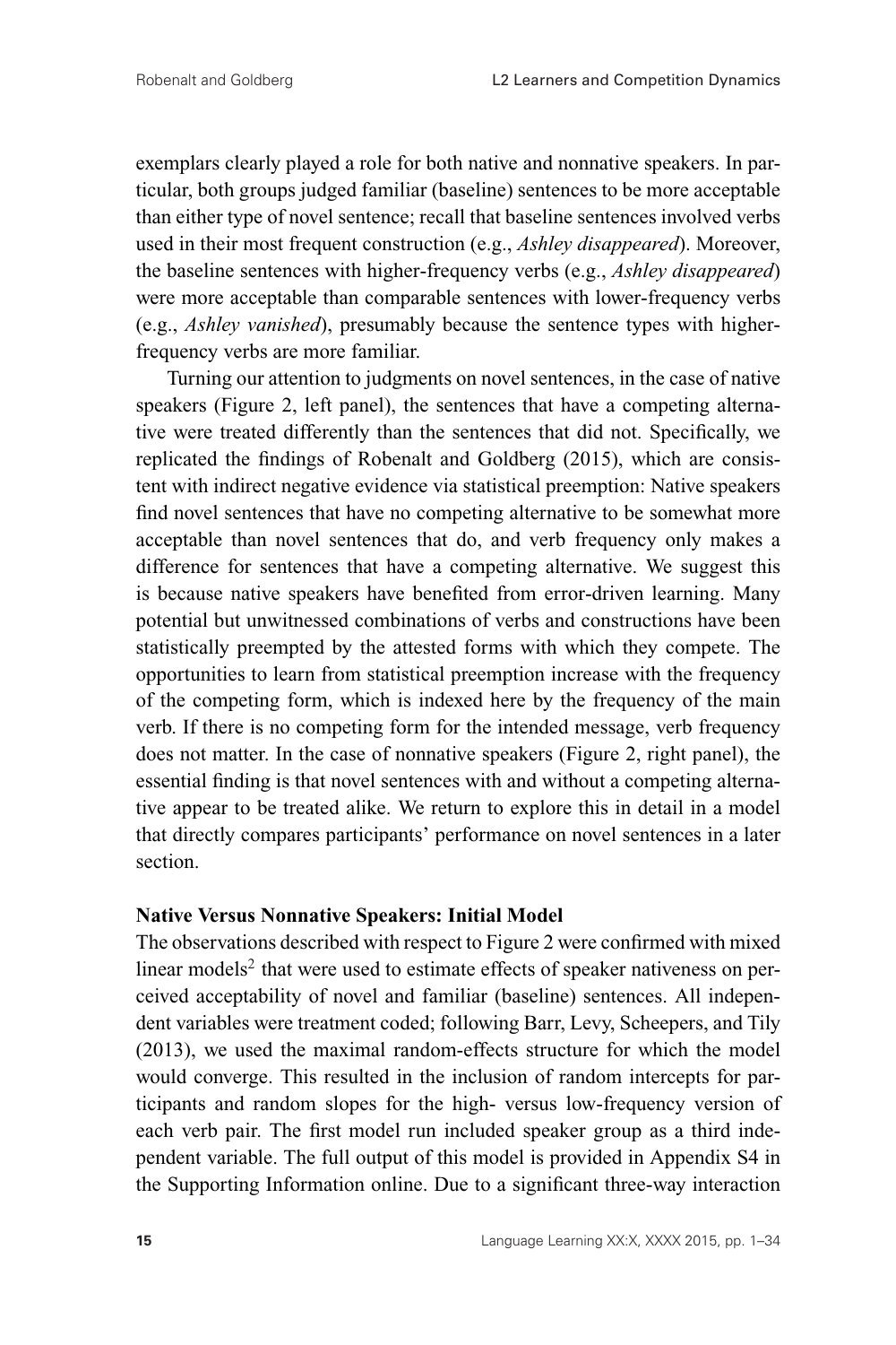exemplars clearly played a role for both native and nonnative speakers. In particular, both groups judged familiar (baseline) sentences to be more acceptable than either type of novel sentence; recall that baseline sentences involved verbs used in their most frequent construction (e.g., *Ashley disappeared*). Moreover, the baseline sentences with higher-frequency verbs (e.g., *Ashley disappeared*) were more acceptable than comparable sentences with lower-frequency verbs (e.g., *Ashley vanished*), presumably because the sentence types with higher-frequency verbs are more familiar.

Turning our attention to judgments on novel sentences, in the case of native speakers (Figure 2, left panel), the sentences that have a competing alternative were treated differently than the sentences that did not. Specifically, we replicated the findings of Robenalt and Goldberg (2015), which are consistent with indirect negative evidence via statistical preemption: Native speakers find novel sentences that have no competing alternative to be somewhat more acceptable than novel sentences that do, and verb frequency only makes a difference for sentences that have a competing alternative. We suggest this is because native speakers have benefited from error-driven learning. Many potential but unwitnessed combinations of verbs and constructions have been statistically preempted by the attested forms with which they compete. The opportunities to learn from statistical preemption increase with the frequency of the competing form, which is indexed here by the frequency of the main verb. If there is no competing form for the intended message, verb frequency does not matter. In the case of nonnative speakers (Figure 2, right panel), the essential finding is that novel sentences with and without a competing alternative appear to be treated alike. We return to explore this in detail in a model that directly compares participants' performance on novel sentences in a later section.

**Native Versus Nonnative Speakers: Initial Model**

The observations described with respect to Figure 2 were confirmed with mixed linear models[2] that were used to estimate effects of speaker nativeness on perceived acceptability of novel and familiar (baseline) sentences. All independent variables were treatment coded; following Barr, Levy, Scheepers, and Tily (2013), we used the maximal random-effects structure for which the model would converge. This resulted in the inclusion of random intercepts for participants and random slopes for the high- versus low-frequency version of each verb pair. The first model run included speaker group as a third independent variable. The full output of this model is provided in Appendix S4 in the Supporting Information online. Due to a significant three-way interaction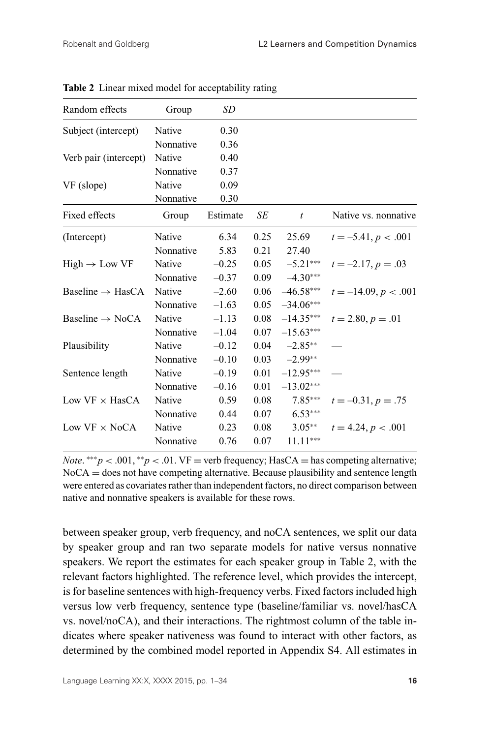**Table 2** Linear mixed model for acceptability rating

| Random effects | Group | *SD* | | | |
|---|---|---|---|---|---|
| Subject (intercept) | Native | 0.30 | | | |
| | Nonnative | 0.36 | | | |
| Verb pair (intercept) | Native | 0.40 | | | |
| | Nonnative | 0.37 | | | |
| VF (slope) | Native | 0.09 | | | |
| | Nonnative | 0.30 | | | |
| **Fixed effects** | **Group** | **Estimate** | ***SE*** | ***t*** | **Native vs. nonnative** |
| (Intercept) | Native | 6.34 | 0.25 | 25.69 | $t = -5.41, p < .001$ |
| | Nonnative | 5.83 | 0.21 | 27.40 | |
| High → Low VF | Native | −0.25 | 0.05 | −5.21*** | $t = -2.17, p = .03$ |
| | Nonnative | −0.37 | 0.09 | −4.30*** | |
| Baseline → HasCA | Native | −2.60 | 0.06 | −46.58*** | $t = -14.09, p < .001$ |
| | Nonnative | −1.63 | 0.05 | −34.06*** | |
| Baseline → NoCA | Native | −1.13 | 0.08 | −14.35*** | $t = 2.80, p = .01$ |
| | Nonnative | −1.04 | 0.07 | −15.63*** | |
| Plausibility | Native | −0.12 | 0.04 | −2.85** | — |
| | Nonnative | −0.10 | 0.03 | −2.99** | |
| Sentence length | Native | −0.19 | 0.01 | −12.95*** | — |
| | Nonnative | −0.16 | 0.01 | −13.02*** | |
| Low VF × HasCA | Native | 0.59 | 0.08 | 7.85*** | $t = -0.31, p = .75$ |
| | Nonnative | 0.44 | 0.07 | 6.53*** | |
| Low VF × NoCA | Native | 0.23 | 0.08 | 3.05** | $t = 4.24, p < .001$ |
| | Nonnative | 0.76 | 0.07 | 11.11*** | |

*Note*. ***$p < .001$, **$p < .01$. VF = verb frequency; HasCA = has competing alternative; NoCA = does not have competing alternative. Because plausibility and sentence length were entered as covariates rather than independent factors, no direct comparison between native and nonnative speakers is available for these rows.

between speaker group, verb frequency, and noCA sentences, we split our data by speaker group and ran two separate models for native versus nonnative speakers. We report the estimates for each speaker group in Table 2, with the relevant factors highlighted. The reference level, which provides the intercept, is for baseline sentences with high-frequency verbs. Fixed factors included high versus low verb frequency, sentence type (baseline/familiar vs. novel/hasCA vs. novel/noCA), and their interactions. The rightmost column of the table indicates where speaker nativeness was found to interact with other factors, as determined by the combined model reported in Appendix S4. All estimates in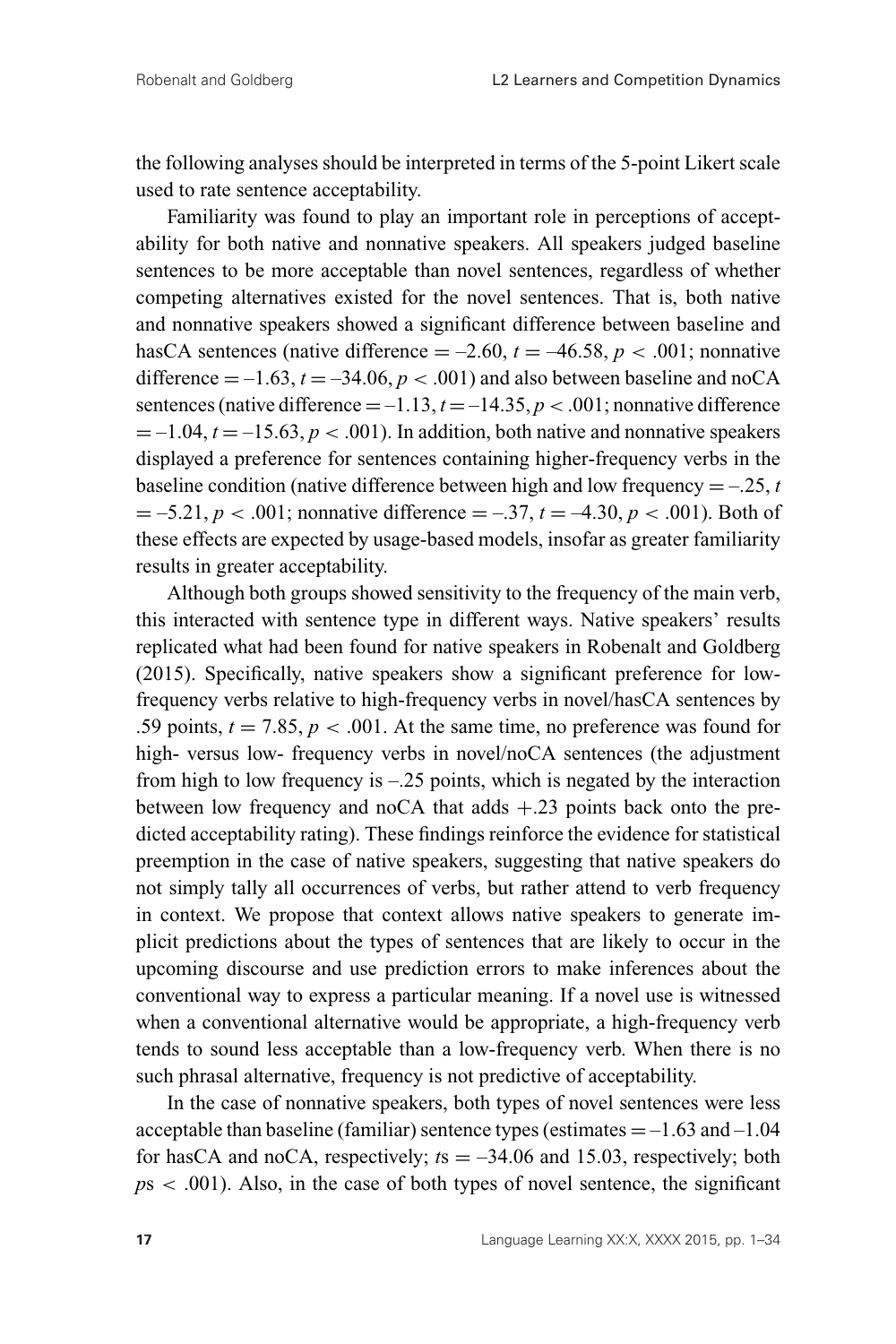the following analyses should be interpreted in terms of the 5-point Likert scale used to rate sentence acceptability.

Familiarity was found to play an important role in perceptions of acceptability for both native and nonnative speakers. All speakers judged baseline sentences to be more acceptable than novel sentences, regardless of whether competing alternatives existed for the novel sentences. That is, both native and nonnative speakers showed a significant difference between baseline and hasCA sentences (native difference = –2.60, $t$ = –46.58, $p < .001$; nonnative difference = –1.63, $t$ = –34.06, $p < .001$) and also between baseline and noCA sentences (native difference = –1.13, $t$ = –14.35, $p < .001$; nonnative difference = –1.04, $t$ = –15.63, $p < .001$). In addition, both native and nonnative speakers displayed a preference for sentences containing higher-frequency verbs in the baseline condition (native difference between high and low frequency = –.25, $t$ = –5.21, $p < .001$; nonnative difference = –.37, $t$ = –4.30, $p < .001$). Both of these effects are expected by usage-based models, insofar as greater familiarity results in greater acceptability.

Although both groups showed sensitivity to the frequency of the main verb, this interacted with sentence type in different ways. Native speakers' results replicated what had been found for native speakers in Robenalt and Goldberg (2015). Specifically, native speakers show a significant preference for low-frequency verbs relative to high-frequency verbs in novel/hasCA sentences by .59 points, $t$ = 7.85, $p < .001$. At the same time, no preference was found for high- versus low- frequency verbs in novel/noCA sentences (the adjustment from high to low frequency is –.25 points, which is negated by the interaction between low frequency and noCA that adds +.23 points back onto the predicted acceptability rating). These findings reinforce the evidence for statistical preemption in the case of native speakers, suggesting that native speakers do not simply tally all occurrences of verbs, but rather attend to verb frequency in context. We propose that context allows native speakers to generate implicit predictions about the types of sentences that are likely to occur in the upcoming discourse and use prediction errors to make inferences about the conventional way to express a particular meaning. If a novel use is witnessed when a conventional alternative would be appropriate, a high-frequency verb tends to sound less acceptable than a low-frequency verb. When there is no such phrasal alternative, frequency is not predictive of acceptability.

In the case of nonnative speakers, both types of novel sentences were less acceptable than baseline (familiar) sentence types (estimates = –1.63 and –1.04 for hasCA and noCA, respectively; $t$s = –34.06 and 15.03, respectively; both $p$s $< .001$). Also, in the case of both types of novel sentence, the significant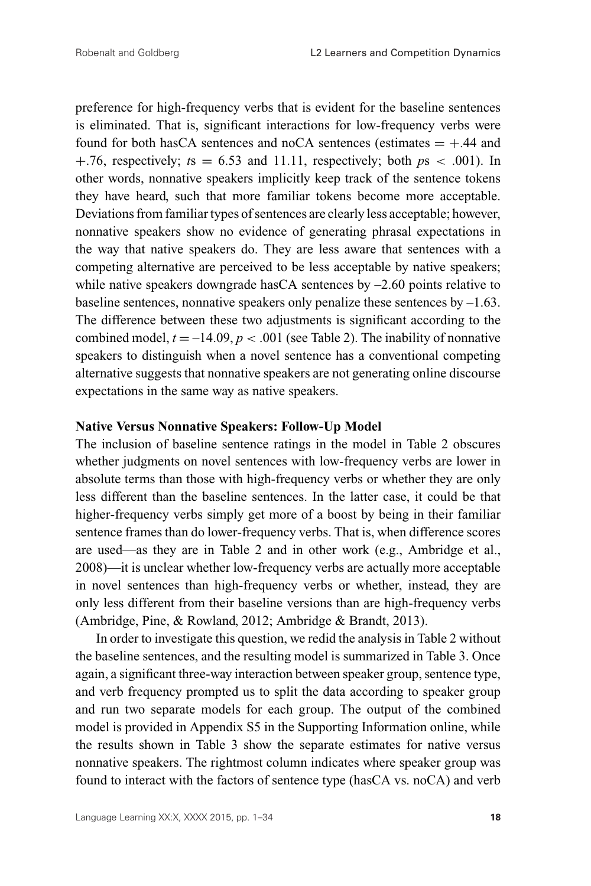preference for high-frequency verbs that is evident for the baseline sentences is eliminated. That is, significant interactions for low-frequency verbs were found for both hasCA sentences and noCA sentences (estimates $= +.44$ and $+.76$, respectively; $t$s $= 6.53$ and $11.11$, respectively; both $p$s $< .001$). In other words, nonnative speakers implicitly keep track of the sentence tokens they have heard, such that more familiar tokens become more acceptable. Deviations from familiar types of sentences are clearly less acceptable; however, nonnative speakers show no evidence of generating phrasal expectations in the way that native speakers do. They are less aware that sentences with a competing alternative are perceived to be less acceptable by native speakers; while native speakers downgrade hasCA sentences by –2.60 points relative to baseline sentences, nonnative speakers only penalize these sentences by –1.63. The difference between these two adjustments is significant according to the combined model, $t = -14.09$, $p < .001$ (see Table 2). The inability of nonnative speakers to distinguish when a novel sentence has a conventional competing alternative suggests that nonnative speakers are not generating online discourse expectations in the same way as native speakers.

**Native Versus Nonnative Speakers: Follow-Up Model**

The inclusion of baseline sentence ratings in the model in Table 2 obscures whether judgments on novel sentences with low-frequency verbs are lower in absolute terms than those with high-frequency verbs or whether they are only less different than the baseline sentences. In the latter case, it could be that higher-frequency verbs simply get more of a boost by being in their familiar sentence frames than do lower-frequency verbs. That is, when difference scores are used—as they are in Table 2 and in other work (e.g., Ambridge et al., 2008)—it is unclear whether low-frequency verbs are actually more acceptable in novel sentences than high-frequency verbs or whether, instead, they are only less different from their baseline versions than are high-frequency verbs (Ambridge, Pine, & Rowland, 2012; Ambridge & Brandt, 2013).

In order to investigate this question, we redid the analysis in Table 2 without the baseline sentences, and the resulting model is summarized in Table 3. Once again, a significant three-way interaction between speaker group, sentence type, and verb frequency prompted us to split the data according to speaker group and run two separate models for each group. The output of the combined model is provided in Appendix S5 in the Supporting Information online, while the results shown in Table 3 show the separate estimates for native versus nonnative speakers. The rightmost column indicates where speaker group was found to interact with the factors of sentence type (hasCA vs. noCA) and verb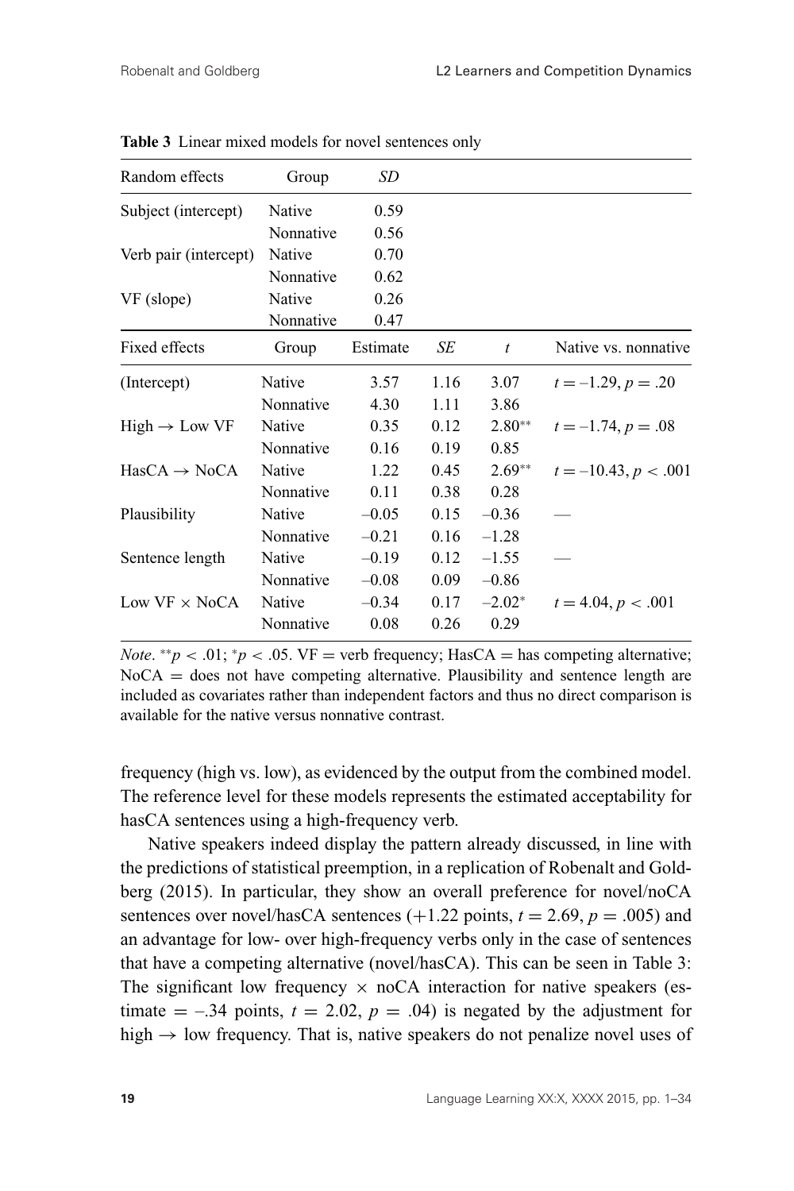**Table 3** Linear mixed models for novel sentences only

| Random effects | Group | *SD* | | | |
|---|---|---|---|---|---|
| Subject (intercept) | Native | 0.59 | | | |
| | Nonnative | 0.56 | | | |
| Verb pair (intercept) | Native | 0.70 | | | |
| | Nonnative | 0.62 | | | |
| VF (slope) | Native | 0.26 | | | |
| | Nonnative | 0.47 | | | |
| **Fixed effects** | **Group** | **Estimate** | ***SE*** | ***t*** | **Native vs. nonnative** |
| (Intercept) | Native | 3.57 | 1.16 | 3.07 | $t = -1.29, p = .20$ |
| | Nonnative | 4.30 | 1.11 | 3.86 | |
| High → Low VF | Native | 0.35 | 0.12 | 2.80** | $t = -1.74, p = .08$ |
| | Nonnative | 0.16 | 0.19 | 0.85 | |
| HasCA → NoCA | Native | 1.22 | 0.45 | 2.69** | $t = -10.43, p < .001$ |
| | Nonnative | 0.11 | 0.38 | 0.28 | |
| Plausibility | Native | −0.05 | 0.15 | −0.36 | — |
| | Nonnative | −0.21 | 0.16 | −1.28 | |
| Sentence length | Native | −0.19 | 0.12 | −1.55 | — |
| | Nonnative | −0.08 | 0.09 | −0.86 | |
| Low VF × NoCA | Native | −0.34 | 0.17 | −2.02* | $t = 4.04, p < .001$ |
| | Nonnative | 0.08 | 0.26 | 0.29 | |

*Note*. $^{**}p < .01$; $^{*}p < .05$. VF = verb frequency; HasCA = has competing alternative; NoCA = does not have competing alternative. Plausibility and sentence length are included as covariates rather than independent factors and thus no direct comparison is available for the native versus nonnative contrast.

frequency (high vs. low), as evidenced by the output from the combined model. The reference level for these models represents the estimated acceptability for hasCA sentences using a high-frequency verb.

Native speakers indeed display the pattern already discussed, in line with the predictions of statistical preemption, in a replication of Robenalt and Goldberg (2015). In particular, they show an overall preference for novel/noCA sentences over novel/hasCA sentences (+1.22 points, $t = 2.69$, $p = .005$) and an advantage for low- over high-frequency verbs only in the case of sentences that have a competing alternative (novel/hasCA). This can be seen in Table 3: The significant low frequency × noCA interaction for native speakers (estimate = –.34 points, $t = 2.02$, $p = .04$) is negated by the adjustment for high → low frequency. That is, native speakers do not penalize novel uses of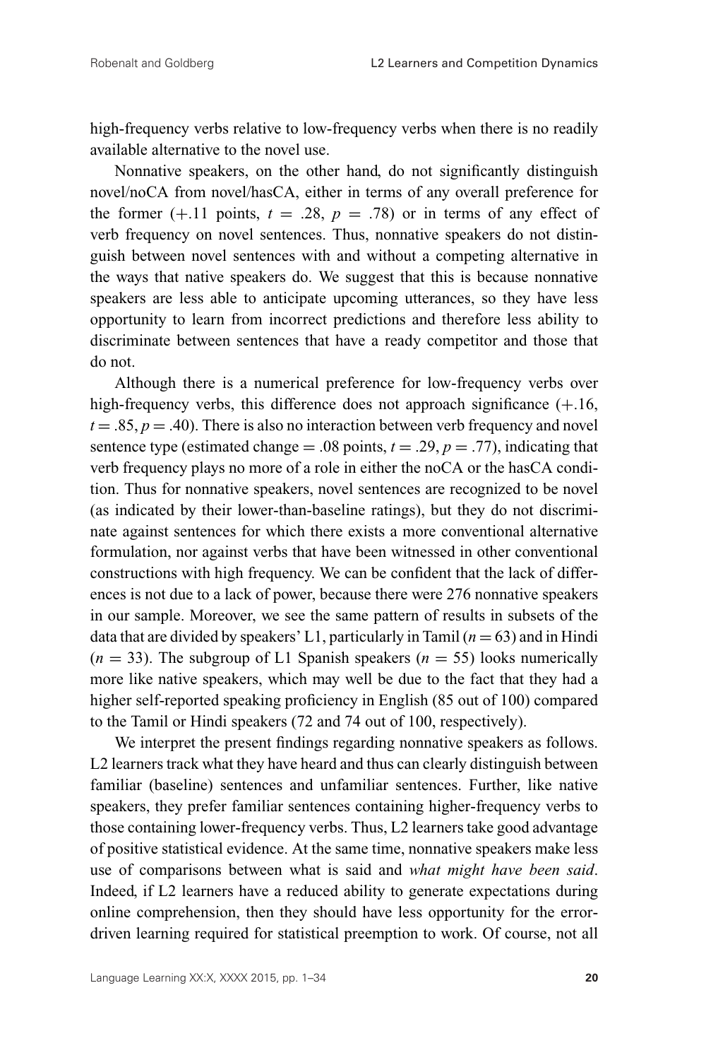high-frequency verbs relative to low-frequency verbs when there is no readily available alternative to the novel use.

Nonnative speakers, on the other hand, do not significantly distinguish novel/noCA from novel/hasCA, either in terms of any overall preference for the former (+.11 points, $t = .28$, $p = .78$) or in terms of any effect of verb frequency on novel sentences. Thus, nonnative speakers do not distinguish between novel sentences with and without a competing alternative in the ways that native speakers do. We suggest that this is because nonnative speakers are less able to anticipate upcoming utterances, so they have less opportunity to learn from incorrect predictions and therefore less ability to discriminate between sentences that have a ready competitor and those that do not.

Although there is a numerical preference for low-frequency verbs over high-frequency verbs, this difference does not approach significance (+.16, $t = .85$, $p = .40$). There is also no interaction between verb frequency and novel sentence type (estimated change = .08 points, $t = .29$, $p = .77$), indicating that verb frequency plays no more of a role in either the noCA or the hasCA condition. Thus for nonnative speakers, novel sentences are recognized to be novel (as indicated by their lower-than-baseline ratings), but they do not discriminate against sentences for which there exists a more conventional alternative formulation, nor against verbs that have been witnessed in other conventional constructions with high frequency. We can be confident that the lack of differences is not due to a lack of power, because there were 276 nonnative speakers in our sample. Moreover, we see the same pattern of results in subsets of the data that are divided by speakers' L1, particularly in Tamil ($n = 63$) and in Hindi ($n = 33$). The subgroup of L1 Spanish speakers ($n = 55$) looks numerically more like native speakers, which may well be due to the fact that they had a higher self-reported speaking proficiency in English (85 out of 100) compared to the Tamil or Hindi speakers (72 and 74 out of 100, respectively).

We interpret the present findings regarding nonnative speakers as follows. L2 learners track what they have heard and thus can clearly distinguish between familiar (baseline) sentences and unfamiliar sentences. Further, like native speakers, they prefer familiar sentences containing higher-frequency verbs to those containing lower-frequency verbs. Thus, L2 learners take good advantage of positive statistical evidence. At the same time, nonnative speakers make less use of comparisons between what is said and *what might have been said*. Indeed, if L2 learners have a reduced ability to generate expectations during online comprehension, then they should have less opportunity for the error-driven learning required for statistical preemption to work. Of course, not all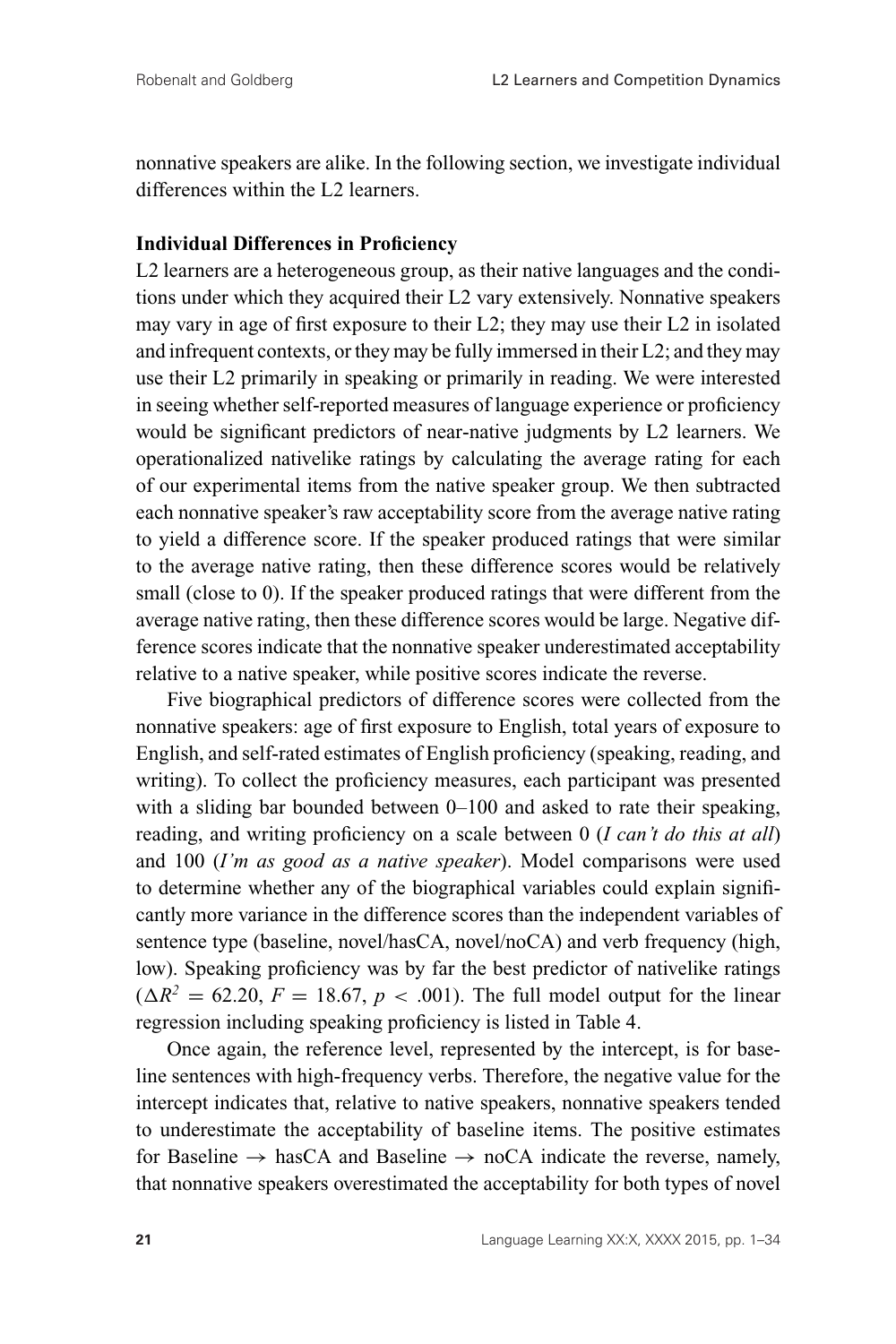nonnative speakers are alike. In the following section, we investigate individual differences within the L2 learners.

### Individual Differences in Proficiency

L2 learners are a heterogeneous group, as their native languages and the conditions under which they acquired their L2 vary extensively. Nonnative speakers may vary in age of first exposure to their L2; they may use their L2 in isolated and infrequent contexts, or they may be fully immersed in their L2; and they may use their L2 primarily in speaking or primarily in reading. We were interested in seeing whether self-reported measures of language experience or proficiency would be significant predictors of near-native judgments by L2 learners. We operationalized nativelike ratings by calculating the average rating for each of our experimental items from the native speaker group. We then subtracted each nonnative speaker's raw acceptability score from the average native rating to yield a difference score. If the speaker produced ratings that were similar to the average native rating, then these difference scores would be relatively small (close to 0). If the speaker produced ratings that were different from the average native rating, then these difference scores would be large. Negative difference scores indicate that the nonnative speaker underestimated acceptability relative to a native speaker, while positive scores indicate the reverse.

Five biographical predictors of difference scores were collected from the nonnative speakers: age of first exposure to English, total years of exposure to English, and self-rated estimates of English proficiency (speaking, reading, and writing). To collect the proficiency measures, each participant was presented with a sliding bar bounded between 0–100 and asked to rate their speaking, reading, and writing proficiency on a scale between 0 (*I can't do this at all*) and 100 (*I'm as good as a native speaker*). Model comparisons were used to determine whether any of the biographical variables could explain significantly more variance in the difference scores than the independent variables of sentence type (baseline, novel/hasCA, novel/noCA) and verb frequency (high, low). Speaking proficiency was by far the best predictor of nativelike ratings ($\Delta R^2 = 62.20$, $F = 18.67$, $p < .001$). The full model output for the linear regression including speaking proficiency is listed in Table 4.

Once again, the reference level, represented by the intercept, is for baseline sentences with high-frequency verbs. Therefore, the negative value for the intercept indicates that, relative to native speakers, nonnative speakers tended to underestimate the acceptability of baseline items. The positive estimates for Baseline → hasCA and Baseline → noCA indicate the reverse, namely, that nonnative speakers overestimated the acceptability for both types of novel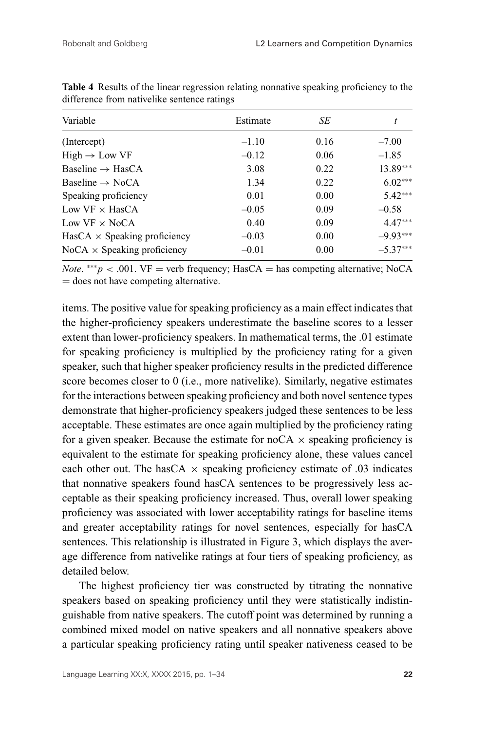**Table 4** Results of the linear regression relating nonnative speaking proficiency to the difference from nativelike sentence ratings

| Variable | Estimate | *SE* | *t* |
|---|---|---|---|
| (Intercept) | –1.10 | 0.16 | –7.00 |
| High → Low VF | –0.12 | 0.06 | –1.85 |
| Baseline → HasCA | 3.08 | 0.22 | 13.89*** |
| Baseline → NoCA | 1.34 | 0.22 | 6.02*** |
| Speaking proficiency | 0.01 | 0.00 | 5.42*** |
| Low VF × HasCA | –0.05 | 0.09 | –0.58 |
| Low VF × NoCA | 0.40 | 0.09 | 4.47*** |
| HasCA × Speaking proficiency | –0.03 | 0.00 | –9.93*** |
| NoCA × Speaking proficiency | –0.01 | 0.00 | –5.37*** |

*Note*. ***$p < .001$. VF = verb frequency; HasCA = has competing alternative; NoCA = does not have competing alternative.

items. The positive value for speaking proficiency as a main effect indicates that the higher-proficiency speakers underestimate the baseline scores to a lesser extent than lower-proficiency speakers. In mathematical terms, the .01 estimate for speaking proficiency is multiplied by the proficiency rating for a given speaker, such that higher speaker proficiency results in the predicted difference score becomes closer to 0 (i.e., more nativelike). Similarly, negative estimates for the interactions between speaking proficiency and both novel sentence types demonstrate that higher-proficiency speakers judged these sentences to be less acceptable. These estimates are once again multiplied by the proficiency rating for a given speaker. Because the estimate for noCA × speaking proficiency is equivalent to the estimate for speaking proficiency alone, these values cancel each other out. The hasCA × speaking proficiency estimate of .03 indicates that nonnative speakers found hasCA sentences to be progressively less acceptable as their speaking proficiency increased. Thus, overall lower speaking proficiency was associated with lower acceptability ratings for baseline items and greater acceptability ratings for novel sentences, especially for hasCA sentences. This relationship is illustrated in Figure 3, which displays the average difference from nativelike ratings at four tiers of speaking proficiency, as detailed below.

The highest proficiency tier was constructed by titrating the nonnative speakers based on speaking proficiency until they were statistically indistinguishable from native speakers. The cutoff point was determined by running a combined mixed model on native speakers and all nonnative speakers above a particular speaking proficiency rating until speaker nativeness ceased to be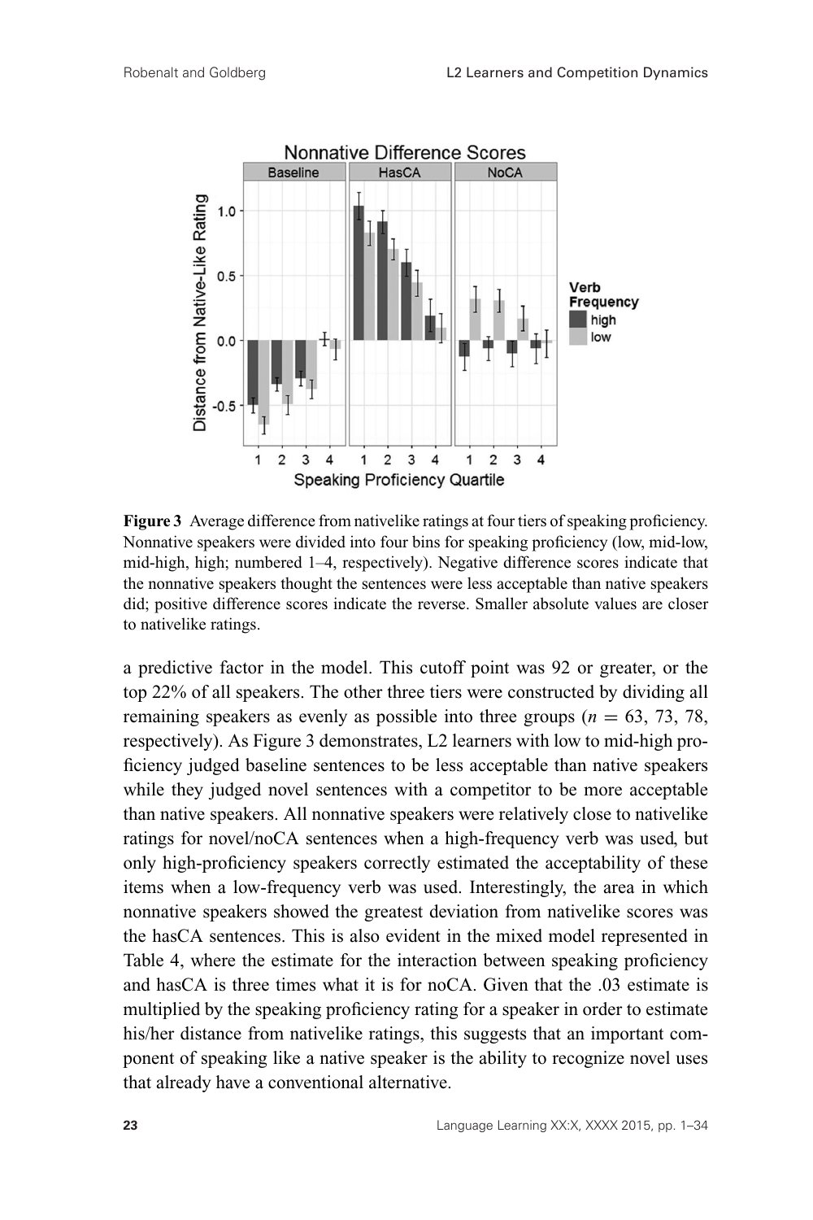**Figure 3** Average difference from nativelike ratings at four tiers of speaking proficiency. Nonnative speakers were divided into four bins for speaking proficiency (low, mid-low, mid-high, high; numbered 1–4, respectively). Negative difference scores indicate that the nonnative speakers thought the sentences were less acceptable than native speakers did; positive difference scores indicate the reverse. Smaller absolute values are closer to nativelike ratings.

a predictive factor in the model. This cutoff point was 92 or greater, or the top 22% of all speakers. The other three tiers were constructed by dividing all remaining speakers as evenly as possible into three groups ($n$ = 63, 73, 78, respectively). As Figure 3 demonstrates, L2 learners with low to mid-high proficiency judged baseline sentences to be less acceptable than native speakers while they judged novel sentences with a competitor to be more acceptable than native speakers. All nonnative speakers were relatively close to nativelike ratings for novel/noCA sentences when a high-frequency verb was used, but only high-proficiency speakers correctly estimated the acceptability of these items when a low-frequency verb was used. Interestingly, the area in which nonnative speakers showed the greatest deviation from nativelike scores was the hasCA sentences. This is also evident in the mixed model represented in Table 4, where the estimate for the interaction between speaking proficiency and hasCA is three times what it is for noCA. Given that the .03 estimate is multiplied by the speaking proficiency rating for a speaker in order to estimate his/her distance from nativelike ratings, this suggests that an important component of speaking like a native speaker is the ability to recognize novel uses that already have a conventional alternative.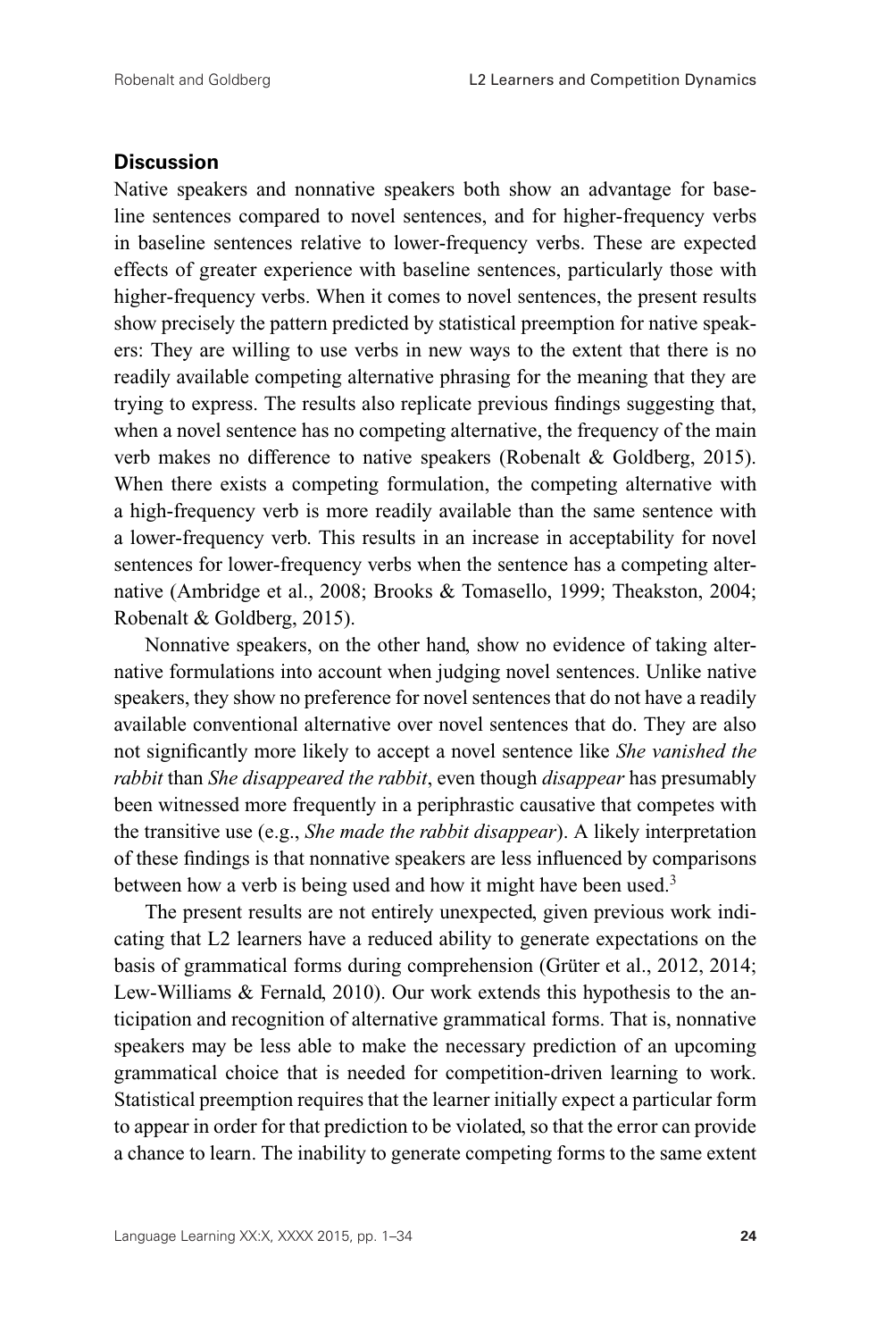## Discussion

Native speakers and nonnative speakers both show an advantage for baseline sentences compared to novel sentences, and for higher-frequency verbs in baseline sentences relative to lower-frequency verbs. These are expected effects of greater experience with baseline sentences, particularly those with higher-frequency verbs. When it comes to novel sentences, the present results show precisely the pattern predicted by statistical preemption for native speakers: They are willing to use verbs in new ways to the extent that there is no readily available competing alternative phrasing for the meaning that they are trying to express. The results also replicate previous findings suggesting that, when a novel sentence has no competing alternative, the frequency of the main verb makes no difference to native speakers (Robenalt & Goldberg, 2015). When there exists a competing formulation, the competing alternative with a high-frequency verb is more readily available than the same sentence with a lower-frequency verb. This results in an increase in acceptability for novel sentences for lower-frequency verbs when the sentence has a competing alternative (Ambridge et al., 2008; Brooks & Tomasello, 1999; Theakston, 2004; Robenalt & Goldberg, 2015).

Nonnative speakers, on the other hand, show no evidence of taking alternative formulations into account when judging novel sentences. Unlike native speakers, they show no preference for novel sentences that do not have a readily available conventional alternative over novel sentences that do. They are also not significantly more likely to accept a novel sentence like *She vanished the rabbit* than *She disappeared the rabbit*, even though *disappear* has presumably been witnessed more frequently in a periphrastic causative that competes with the transitive use (e.g., *She made the rabbit disappear*). A likely interpretation of these findings is that nonnative speakers are less influenced by comparisons between how a verb is being used and how it might have been used.[3]

The present results are not entirely unexpected, given previous work indicating that L2 learners have a reduced ability to generate expectations on the basis of grammatical forms during comprehension (Grüter et al., 2012, 2014; Lew-Williams & Fernald, 2010). Our work extends this hypothesis to the anticipation and recognition of alternative grammatical forms. That is, nonnative speakers may be less able to make the necessary prediction of an upcoming grammatical choice that is needed for competition-driven learning to work. Statistical preemption requires that the learner initially expect a particular form to appear in order for that prediction to be violated, so that the error can provide a chance to learn. The inability to generate competing forms to the same extent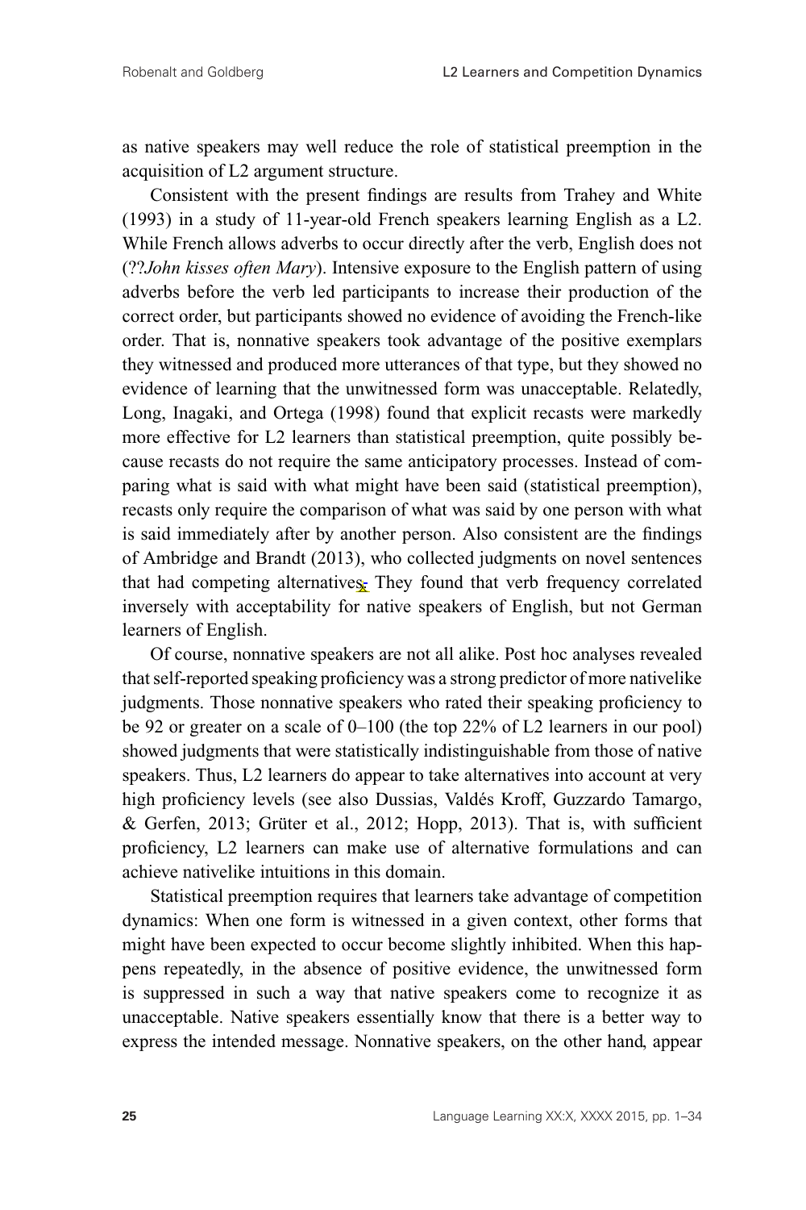as native speakers may well reduce the role of statistical preemption in the acquisition of L2 argument structure.

Consistent with the present findings are results from Trahey and White (1993) in a study of 11-year-old French speakers learning English as a L2. While French allows adverbs to occur directly after the verb, English does not (??*John kisses often Mary*). Intensive exposure to the English pattern of using adverbs before the verb led participants to increase their production of the correct order, but participants showed no evidence of avoiding the French-like order. That is, nonnative speakers took advantage of the positive exemplars they witnessed and produced more utterances of that type, but they showed no evidence of learning that the unwitnessed form was unacceptable. Relatedly, Long, Inagaki, and Ortega (1998) found that explicit recasts were markedly more effective for L2 learners than statistical preemption, quite possibly because recasts do not require the same anticipatory processes. Instead of comparing what is said with what might have been said (statistical preemption), recasts only require the comparison of what was said by one person with what is said immediately after by another person. Also consistent are the findings of Ambridge and Brandt (2013), who collected judgments on novel sentences that had competing alternatives. They found that verb frequency correlated inversely with acceptability for native speakers of English, but not German learners of English.

Of course, nonnative speakers are not all alike. Post hoc analyses revealed that self-reported speaking proficiency was a strong predictor of more nativelike judgments. Those nonnative speakers who rated their speaking proficiency to be 92 or greater on a scale of 0–100 (the top 22% of L2 learners in our pool) showed judgments that were statistically indistinguishable from those of native speakers. Thus, L2 learners do appear to take alternatives into account at very high proficiency levels (see also Dussias, Valdés Kroff, Guzzardo Tamargo, & Gerfen, 2013; Grüter et al., 2012; Hopp, 2013). That is, with sufficient proficiency, L2 learners can make use of alternative formulations and can achieve nativelike intuitions in this domain.

Statistical preemption requires that learners take advantage of competition dynamics: When one form is witnessed in a given context, other forms that might have been expected to occur become slightly inhibited. When this happens repeatedly, in the absence of positive evidence, the unwitnessed form is suppressed in such a way that native speakers come to recognize it as unacceptable. Native speakers essentially know that there is a better way to express the intended message. Nonnative speakers, on the other hand, appear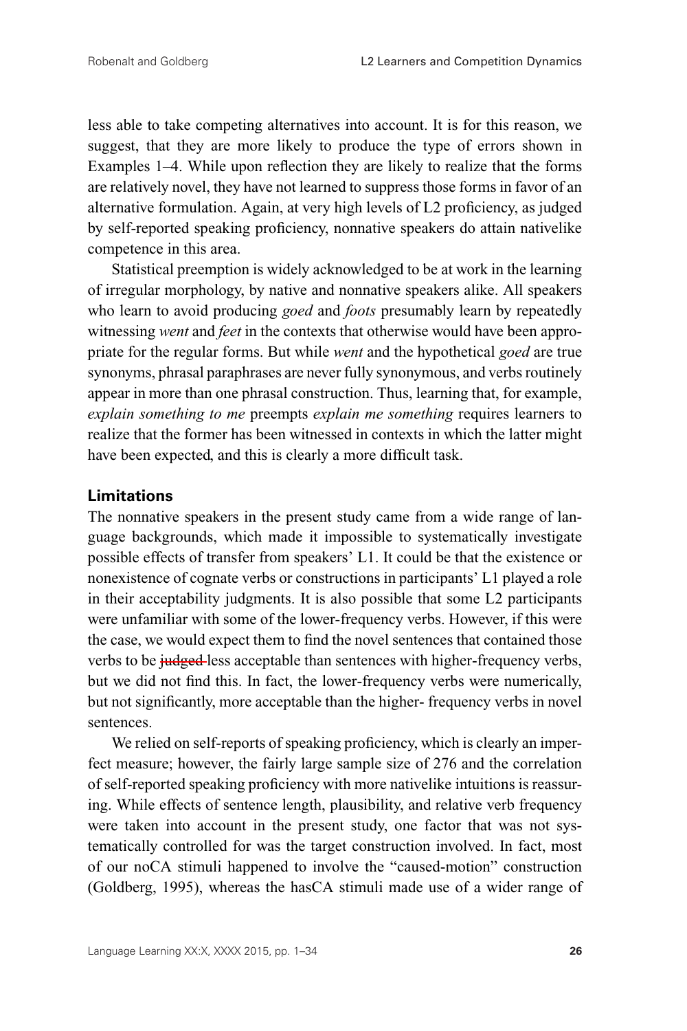less able to take competing alternatives into account. It is for this reason, we suggest, that they are more likely to produce the type of errors shown in Examples 1–4. While upon reflection they are likely to realize that the forms are relatively novel, they have not learned to suppress those forms in favor of an alternative formulation. Again, at very high levels of L2 proficiency, as judged by self-reported speaking proficiency, nonnative speakers do attain nativelike competence in this area.

Statistical preemption is widely acknowledged to be at work in the learning of irregular morphology, by native and nonnative speakers alike. All speakers who learn to avoid producing *goed* and *foots* presumably learn by repeatedly witnessing *went* and *feet* in the contexts that otherwise would have been appropriate for the regular forms. But while *went* and the hypothetical *goed* are true synonyms, phrasal paraphrases are never fully synonymous, and verbs routinely appear in more than one phrasal construction. Thus, learning that, for example, *explain something to me* preempts *explain me something* requires learners to realize that the former has been witnessed in contexts in which the latter might have been expected, and this is clearly a more difficult task.

### Limitations

The nonnative speakers in the present study came from a wide range of language backgrounds, which made it impossible to systematically investigate possible effects of transfer from speakers' L1. It could be that the existence or nonexistence of cognate verbs or constructions in participants' L1 played a role in their acceptability judgments. It is also possible that some L2 participants were unfamiliar with some of the lower-frequency verbs. However, if this were the case, we would expect them to find the novel sentences that contained those verbs to be ~~judged~~ less acceptable than sentences with higher-frequency verbs, but we did not find this. In fact, the lower-frequency verbs were numerically, but not significantly, more acceptable than the higher- frequency verbs in novel sentences.

We relied on self-reports of speaking proficiency, which is clearly an imperfect measure; however, the fairly large sample size of 276 and the correlation of self-reported speaking proficiency with more nativelike intuitions is reassuring. While effects of sentence length, plausibility, and relative verb frequency were taken into account in the present study, one factor that was not systematically controlled for was the target construction involved. In fact, most of our noCA stimuli happened to involve the "caused-motion" construction (Goldberg, 1995), whereas the hasCA stimuli made use of a wider range of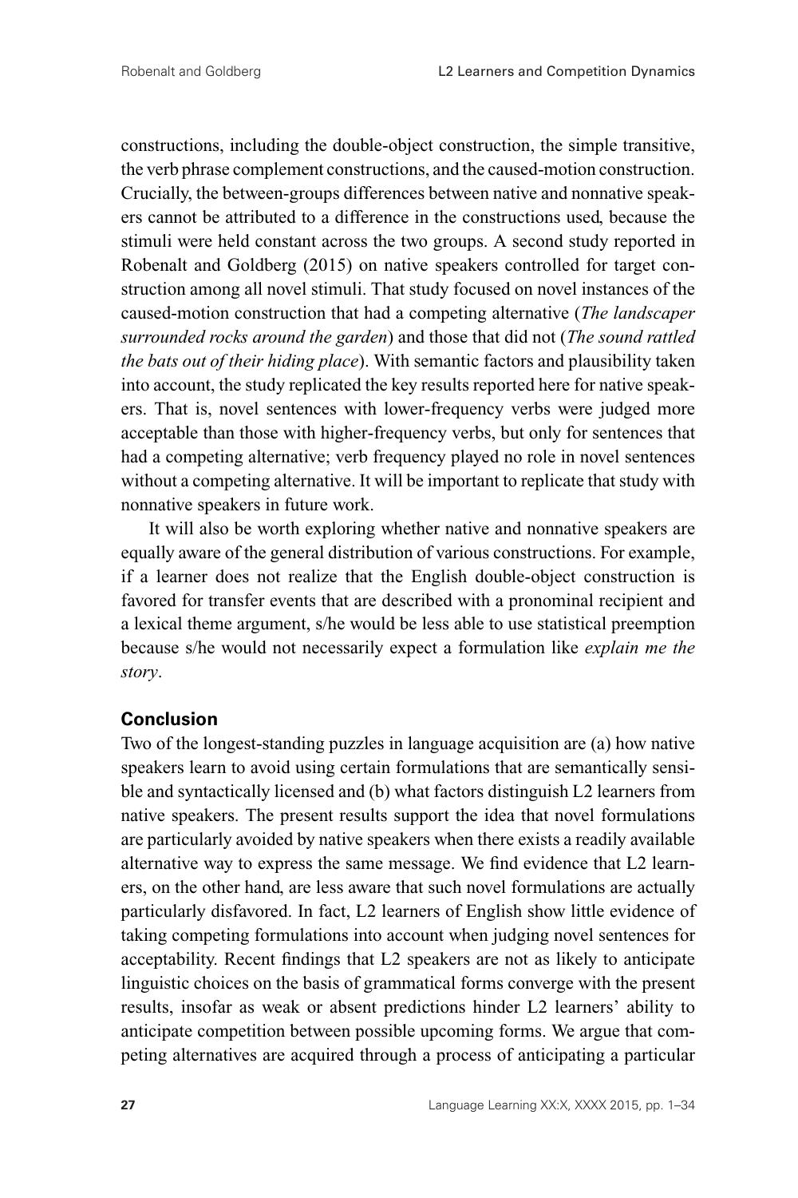constructions, including the double-object construction, the simple transitive, the verb phrase complement constructions, and the caused-motion construction. Crucially, the between-groups differences between native and nonnative speakers cannot be attributed to a difference in the constructions used, because the stimuli were held constant across the two groups. A second study reported in Robenalt and Goldberg (2015) on native speakers controlled for target construction among all novel stimuli. That study focused on novel instances of the caused-motion construction that had a competing alternative (*The landscaper surrounded rocks around the garden*) and those that did not (*The sound rattled the bats out of their hiding place*). With semantic factors and plausibility taken into account, the study replicated the key results reported here for native speakers. That is, novel sentences with lower-frequency verbs were judged more acceptable than those with higher-frequency verbs, but only for sentences that had a competing alternative; verb frequency played no role in novel sentences without a competing alternative. It will be important to replicate that study with nonnative speakers in future work.

It will also be worth exploring whether native and nonnative speakers are equally aware of the general distribution of various constructions. For example, if a learner does not realize that the English double-object construction is favored for transfer events that are described with a pronominal recipient and a lexical theme argument, s/he would be less able to use statistical preemption because s/he would not necessarily expect a formulation like *explain me the story*.

## Conclusion

Two of the longest-standing puzzles in language acquisition are (a) how native speakers learn to avoid using certain formulations that are semantically sensible and syntactically licensed and (b) what factors distinguish L2 learners from native speakers. The present results support the idea that novel formulations are particularly avoided by native speakers when there exists a readily available alternative way to express the same message. We find evidence that L2 learners, on the other hand, are less aware that such novel formulations are actually particularly disfavored. In fact, L2 learners of English show little evidence of taking competing formulations into account when judging novel sentences for acceptability. Recent findings that L2 speakers are not as likely to anticipate linguistic choices on the basis of grammatical forms converge with the present results, insofar as weak or absent predictions hinder L2 learners' ability to anticipate competition between possible upcoming forms. We argue that competing alternatives are acquired through a process of anticipating a particular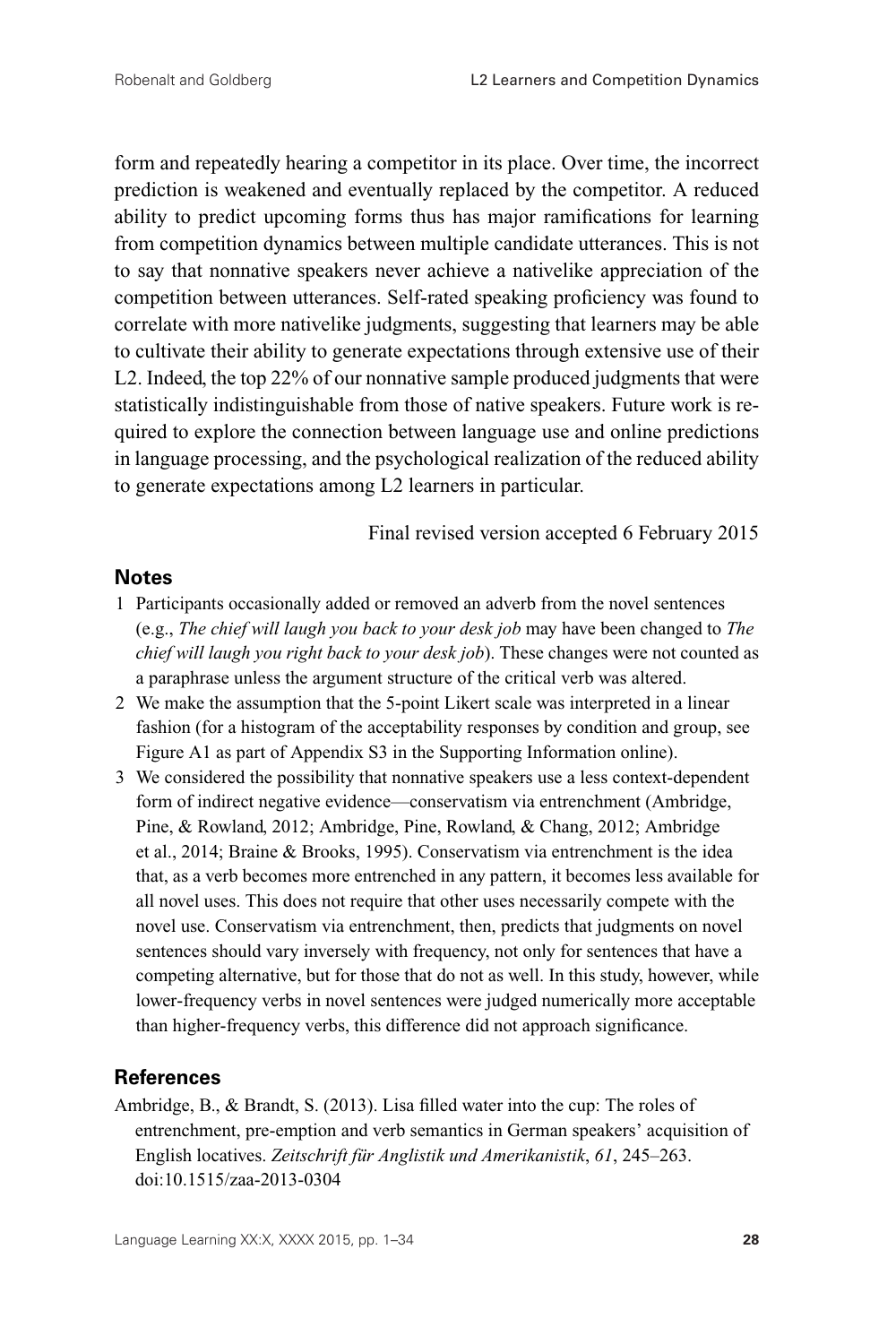form and repeatedly hearing a competitor in its place. Over time, the incorrect prediction is weakened and eventually replaced by the competitor. A reduced ability to predict upcoming forms thus has major ramifications for learning from competition dynamics between multiple candidate utterances. This is not to say that nonnative speakers never achieve a nativelike appreciation of the competition between utterances. Self-rated speaking proficiency was found to correlate with more nativelike judgments, suggesting that learners may be able to cultivate their ability to generate expectations through extensive use of their L2. Indeed, the top 22% of our nonnative sample produced judgments that were statistically indistinguishable from those of native speakers. Future work is required to explore the connection between language use and online predictions in language processing, and the psychological realization of the reduced ability to generate expectations among L2 learners in particular.

Final revised version accepted 6 February 2015

## Notes

1 Participants occasionally added or removed an adverb from the novel sentences (e.g., *The chief will laugh you back to your desk job* may have been changed to *The chief will laugh you right back to your desk job*). These changes were not counted as a paraphrase unless the argument structure of the critical verb was altered.

2 We make the assumption that the 5-point Likert scale was interpreted in a linear fashion (for a histogram of the acceptability responses by condition and group, see Figure A1 as part of Appendix S3 in the Supporting Information online).

3 We considered the possibility that nonnative speakers use a less context-dependent form of indirect negative evidence—conservatism via entrenchment (Ambridge, Pine, & Rowland, 2012; Ambridge, Pine, Rowland, & Chang, 2012; Ambridge et al., 2014; Braine & Brooks, 1995). Conservatism via entrenchment is the idea that, as a verb becomes more entrenched in any pattern, it becomes less available for all novel uses. This does not require that other uses necessarily compete with the novel use. Conservatism via entrenchment, then, predicts that judgments on novel sentences should vary inversely with frequency, not only for sentences that have a competing alternative, but for those that do not as well. In this study, however, while lower-frequency verbs in novel sentences were judged numerically more acceptable than higher-frequency verbs, this difference did not approach significance.

## References

Ambridge, B., & Brandt, S. (2013). Lisa filled water into the cup: The roles of entrenchment, pre-emption and verb semantics in German speakers' acquisition of English locatives. *Zeitschrift für Anglistik und Amerikanistik*, *61*, 245–263. doi:10.1515/zaa-2013-0304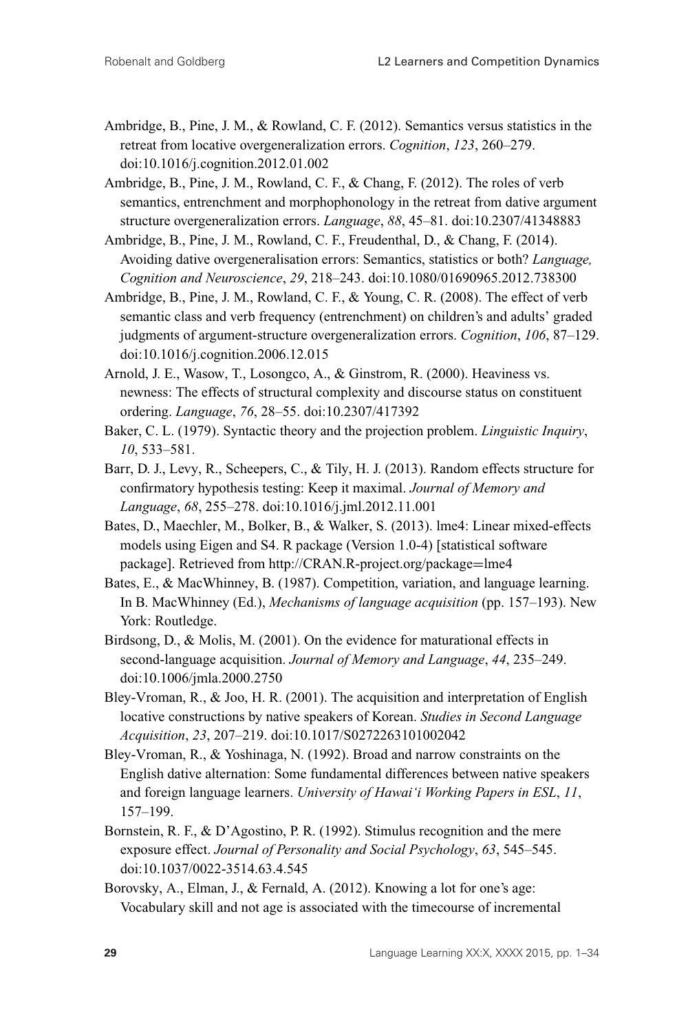Ambridge, B., Pine, J. M., & Rowland, C. F. (2012). Semantics versus statistics in the retreat from locative overgeneralization errors. *Cognition*, *123*, 260–279. doi:10.1016/j.cognition.2012.01.002

Ambridge, B., Pine, J. M., Rowland, C. F., & Chang, F. (2012). The roles of verb semantics, entrenchment and morphophonology in the retreat from dative argument structure overgeneralization errors. *Language*, *88*, 45–81. doi:10.2307/41348883

Ambridge, B., Pine, J. M., Rowland, C. F., Freudenthal, D., & Chang, F. (2014). Avoiding dative overgeneralisation errors: Semantics, statistics or both? *Language, Cognition and Neuroscience*, *29*, 218–243. doi:10.1080/01690965.2012.738300

Ambridge, B., Pine, J. M., Rowland, C. F., & Young, C. R. (2008). The effect of verb semantic class and verb frequency (entrenchment) on children's and adults' graded judgments of argument-structure overgeneralization errors. *Cognition*, *106*, 87–129. doi:10.1016/j.cognition.2006.12.015

Arnold, J. E., Wasow, T., Losongco, A., & Ginstrom, R. (2000). Heaviness vs. newness: The effects of structural complexity and discourse status on constituent ordering. *Language*, *76*, 28–55. doi:10.2307/417392

Baker, C. L. (1979). Syntactic theory and the projection problem. *Linguistic Inquiry*, *10*, 533–581.

Barr, D. J., Levy, R., Scheepers, C., & Tily, H. J. (2013). Random effects structure for confirmatory hypothesis testing: Keep it maximal. *Journal of Memory and Language*, *68*, 255–278. doi:10.1016/j.jml.2012.11.001

Bates, D., Maechler, M., Bolker, B., & Walker, S. (2013). lme4: Linear mixed-effects models using Eigen and S4. R package (Version 1.0-4) [statistical software package]. Retrieved from http://CRAN.R-project.org/package=lme4

Bates, E., & MacWhinney, B. (1987). Competition, variation, and language learning. In B. MacWhinney (Ed.), *Mechanisms of language acquisition* (pp. 157–193). New York: Routledge.

Birdsong, D., & Molis, M. (2001). On the evidence for maturational effects in second-language acquisition. *Journal of Memory and Language*, *44*, 235–249. doi:10.1006/jmla.2000.2750

Bley-Vroman, R., & Joo, H. R. (2001). The acquisition and interpretation of English locative constructions by native speakers of Korean. *Studies in Second Language Acquisition*, *23*, 207–219. doi:10.1017/S0272263101002042

Bley-Vroman, R., & Yoshinaga, N. (1992). Broad and narrow constraints on the English dative alternation: Some fundamental differences between native speakers and foreign language learners. *University of Hawai'i Working Papers in ESL*, *11*, 157–199.

Bornstein, R. F., & D'Agostino, P. R. (1992). Stimulus recognition and the mere exposure effect. *Journal of Personality and Social Psychology*, *63*, 545–545. doi:10.1037/0022-3514.63.4.545

Borovsky, A., Elman, J., & Fernald, A. (2012). Knowing a lot for one's age: Vocabulary skill and not age is associated with the timecourse of incremental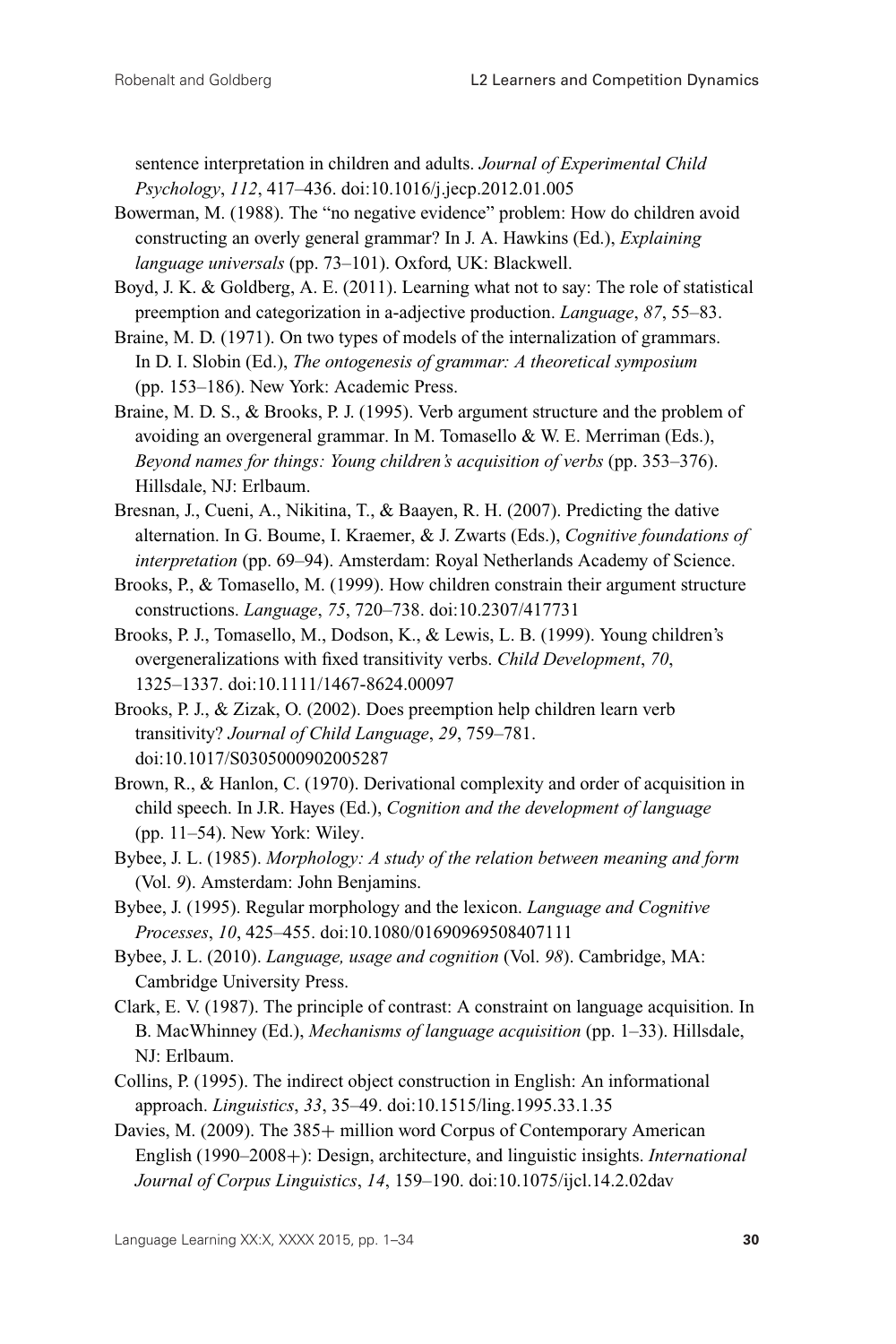sentence interpretation in children and adults. *Journal of Experimental Child Psychology*, *112*, 417–436. doi:10.1016/j.jecp.2012.01.005

Bowerman, M. (1988). The "no negative evidence" problem: How do children avoid constructing an overly general grammar? In J. A. Hawkins (Ed.), *Explaining language universals* (pp. 73–101). Oxford, UK: Blackwell.

Boyd, J. K. & Goldberg, A. E. (2011). Learning what not to say: The role of statistical preemption and categorization in a-adjective production. *Language*, *87*, 55–83.

Braine, M. D. (1971). On two types of models of the internalization of grammars. In D. I. Slobin (Ed.), *The ontogenesis of grammar: A theoretical symposium* (pp. 153–186). New York: Academic Press.

Braine, M. D. S., & Brooks, P. J. (1995). Verb argument structure and the problem of avoiding an overgeneral grammar. In M. Tomasello & W. E. Merriman (Eds.), *Beyond names for things: Young children's acquisition of verbs* (pp. 353–376). Hillsdale, NJ: Erlbaum.

Bresnan, J., Cueni, A., Nikitina, T., & Baayen, R. H. (2007). Predicting the dative alternation. In G. Boume, I. Kraemer, & J. Zwarts (Eds.), *Cognitive foundations of interpretation* (pp. 69–94). Amsterdam: Royal Netherlands Academy of Science.

Brooks, P., & Tomasello, M. (1999). How children constrain their argument structure constructions. *Language*, *75*, 720–738. doi:10.2307/417731

Brooks, P. J., Tomasello, M., Dodson, K., & Lewis, L. B. (1999). Young children's overgeneralizations with fixed transitivity verbs. *Child Development*, *70*, 1325–1337. doi:10.1111/1467-8624.00097

Brooks, P. J., & Zizak, O. (2002). Does preemption help children learn verb transitivity? *Journal of Child Language*, *29*, 759–781. doi:10.1017/S0305000902005287

Brown, R., & Hanlon, C. (1970). Derivational complexity and order of acquisition in child speech. In J.R. Hayes (Ed.), *Cognition and the development of language* (pp. 11–54). New York: Wiley.

Bybee, J. L. (1985). *Morphology: A study of the relation between meaning and form* (Vol. *9*). Amsterdam: John Benjamins.

Bybee, J. (1995). Regular morphology and the lexicon. *Language and Cognitive Processes*, *10*, 425–455. doi:10.1080/01690969508407111

Bybee, J. L. (2010). *Language, usage and cognition* (Vol. *98*). Cambridge, MA: Cambridge University Press.

Clark, E. V. (1987). The principle of contrast: A constraint on language acquisition. In B. MacWhinney (Ed.), *Mechanisms of language acquisition* (pp. 1–33). Hillsdale, NJ: Erlbaum.

Collins, P. (1995). The indirect object construction in English: An informational approach. *Linguistics*, *33*, 35–49. doi:10.1515/ling.1995.33.1.35

Davies, M. (2009). The 385+ million word Corpus of Contemporary American English (1990–2008+): Design, architecture, and linguistic insights. *International Journal of Corpus Linguistics*, *14*, 159–190. doi:10.1075/ijcl.14.2.02dav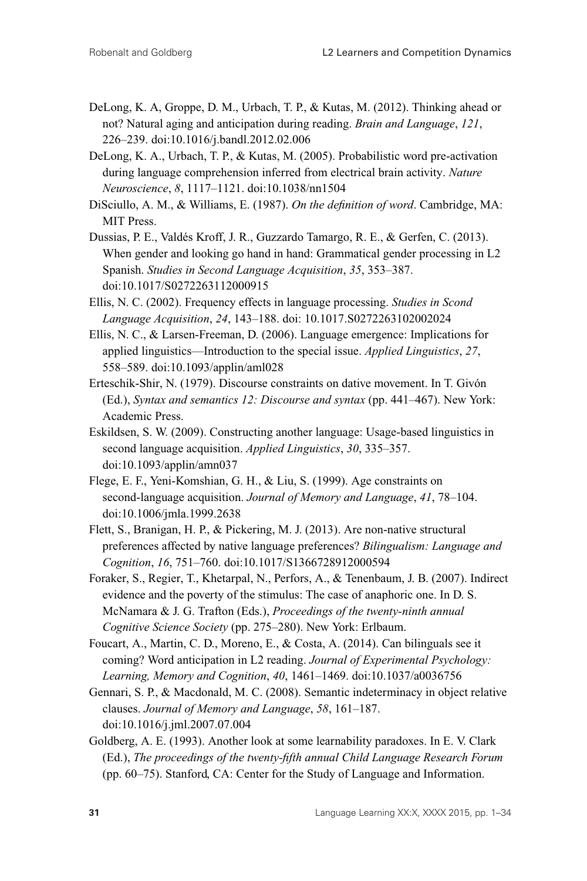DeLong, K. A, Groppe, D. M., Urbach, T. P., & Kutas, M. (2012). Thinking ahead or not? Natural aging and anticipation during reading. *Brain and Language*, *121*, 226–239. doi:10.1016/j.bandl.2012.02.006

DeLong, K. A., Urbach, T. P., & Kutas, M. (2005). Probabilistic word pre-activation during language comprehension inferred from electrical brain activity. *Nature Neuroscience*, *8*, 1117–1121. doi:10.1038/nn1504

DiSciullo, A. M., & Williams, E. (1987). *On the definition of word*. Cambridge, MA: MIT Press.

Dussias, P. E., Valdés Kroff, J. R., Guzzardo Tamargo, R. E., & Gerfen, C. (2013). When gender and looking go hand in hand: Grammatical gender processing in L2 Spanish. *Studies in Second Language Acquisition*, *35*, 353–387. doi:10.1017/S0272263112000915

Ellis, N. C. (2002). Frequency effects in language processing. *Studies in Scond Language Acquisition*, *24*, 143–188. doi: 10.1017.S0272263102002024

Ellis, N. C., & Larsen-Freeman, D. (2006). Language emergence: Implications for applied linguistics—Introduction to the special issue. *Applied Linguistics*, *27*, 558–589. doi:10.1093/applin/aml028

Erteschik-Shir, N. (1979). Discourse constraints on dative movement. In T. Givón (Ed.), *Syntax and semantics 12: Discourse and syntax* (pp. 441–467). New York: Academic Press.

Eskildsen, S. W. (2009). Constructing another language: Usage-based linguistics in second language acquisition. *Applied Linguistics*, *30*, 335–357. doi:10.1093/applin/amn037

Flege, E. F., Yeni-Komshian, G. H., & Liu, S. (1999). Age constraints on second-language acquisition. *Journal of Memory and Language*, *41*, 78–104. doi:10.1006/jmla.1999.2638

Flett, S., Branigan, H. P., & Pickering, M. J. (2013). Are non-native structural preferences affected by native language preferences? *Bilingualism: Language and Cognition*, *16*, 751–760. doi:10.1017/S1366728912000594

Foraker, S., Regier, T., Khetarpal, N., Perfors, A., & Tenenbaum, J. B. (2007). Indirect evidence and the poverty of the stimulus: The case of anaphoric one. In D. S. McNamara & J. G. Trafton (Eds.), *Proceedings of the twenty-ninth annual Cognitive Science Society* (pp. 275–280). New York: Erlbaum.

Foucart, A., Martin, C. D., Moreno, E., & Costa, A. (2014). Can bilinguals see it coming? Word anticipation in L2 reading. *Journal of Experimental Psychology: Learning, Memory and Cognition*, *40*, 1461–1469. doi:10.1037/a0036756

Gennari, S. P., & Macdonald, M. C. (2008). Semantic indeterminacy in object relative clauses. *Journal of Memory and Language*, *58*, 161–187. doi:10.1016/j.jml.2007.07.004

Goldberg, A. E. (1993). Another look at some learnability paradoxes. In E. V. Clark (Ed.), *The proceedings of the twenty-fifth annual Child Language Research Forum* (pp. 60–75). Stanford, CA: Center for the Study of Language and Information.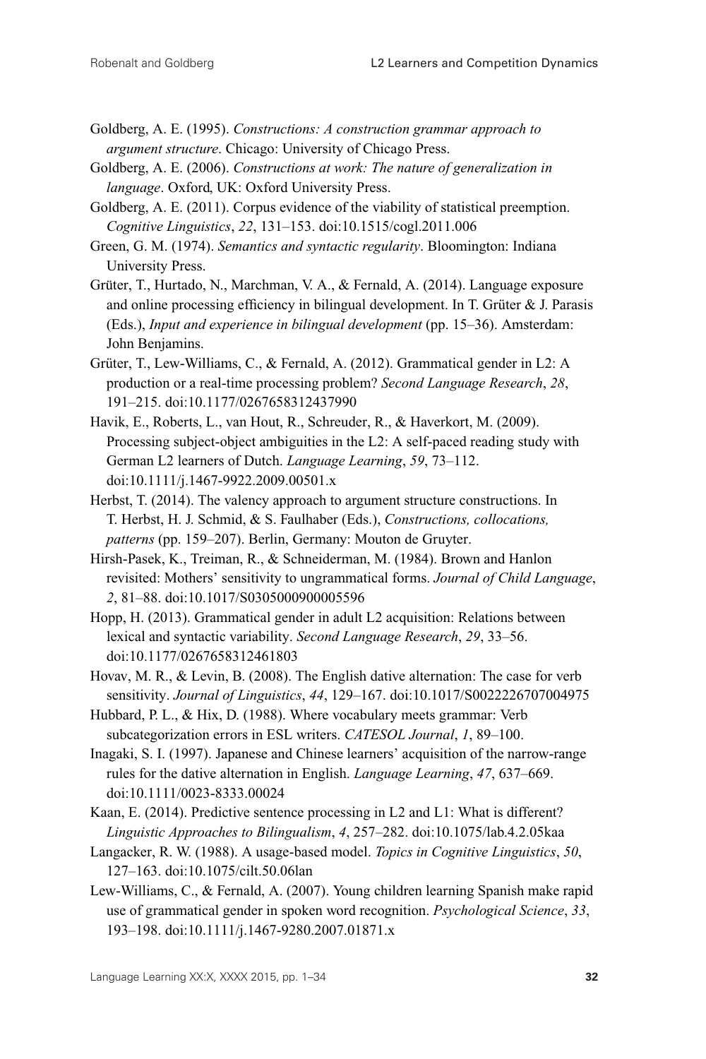Goldberg, A. E. (1995). *Constructions: A construction grammar approach to argument structure*. Chicago: University of Chicago Press.

Goldberg, A. E. (2006). *Constructions at work: The nature of generalization in language*. Oxford, UK: Oxford University Press.

Goldberg, A. E. (2011). Corpus evidence of the viability of statistical preemption. *Cognitive Linguistics*, *22*, 131–153. doi:10.1515/cogl.2011.006

Green, G. M. (1974). *Semantics and syntactic regularity*. Bloomington: Indiana University Press.

Grüter, T., Hurtado, N., Marchman, V. A., & Fernald, A. (2014). Language exposure and online processing efficiency in bilingual development. In T. Grüter & J. Parasis (Eds.), *Input and experience in bilingual development* (pp. 15–36). Amsterdam: John Benjamins.

Grüter, T., Lew-Williams, C., & Fernald, A. (2012). Grammatical gender in L2: A production or a real-time processing problem? *Second Language Research*, *28*, 191–215. doi:10.1177/0267658312437990

Havik, E., Roberts, L., van Hout, R., Schreuder, R., & Haverkort, M. (2009). Processing subject-object ambiguities in the L2: A self-paced reading study with German L2 learners of Dutch. *Language Learning*, *59*, 73–112. doi:10.1111/j.1467-9922.2009.00501.x

Herbst, T. (2014). The valency approach to argument structure constructions. In T. Herbst, H. J. Schmid, & S. Faulhaber (Eds.), *Constructions, collocations, patterns* (pp. 159–207). Berlin, Germany: Mouton de Gruyter.

Hirsh-Pasek, K., Treiman, R., & Schneiderman, M. (1984). Brown and Hanlon revisited: Mothers' sensitivity to ungrammatical forms. *Journal of Child Language*, *2*, 81–88. doi:10.1017/S0305000900005596

Hopp, H. (2013). Grammatical gender in adult L2 acquisition: Relations between lexical and syntactic variability. *Second Language Research*, *29*, 33–56. doi:10.1177/0267658312461803

Hovav, M. R., & Levin, B. (2008). The English dative alternation: The case for verb sensitivity. *Journal of Linguistics*, *44*, 129–167. doi:10.1017/S0022226707004975

Hubbard, P. L., & Hix, D. (1988). Where vocabulary meets grammar: Verb subcategorization errors in ESL writers. *CATESOL Journal*, *1*, 89–100.

Inagaki, S. I. (1997). Japanese and Chinese learners' acquisition of the narrow-range rules for the dative alternation in English. *Language Learning*, *47*, 637–669. doi:10.1111/0023-8333.00024

Kaan, E. (2014). Predictive sentence processing in L2 and L1: What is different? *Linguistic Approaches to Bilingualism*, *4*, 257–282. doi:10.1075/lab.4.2.05kaa

Langacker, R. W. (1988). A usage-based model. *Topics in Cognitive Linguistics*, *50*, 127–163. doi:10.1075/cilt.50.06lan

Lew-Williams, C., & Fernald, A. (2007). Young children learning Spanish make rapid use of grammatical gender in spoken word recognition. *Psychological Science*, *33*, 193–198. doi:10.1111/j.1467-9280.2007.01871.x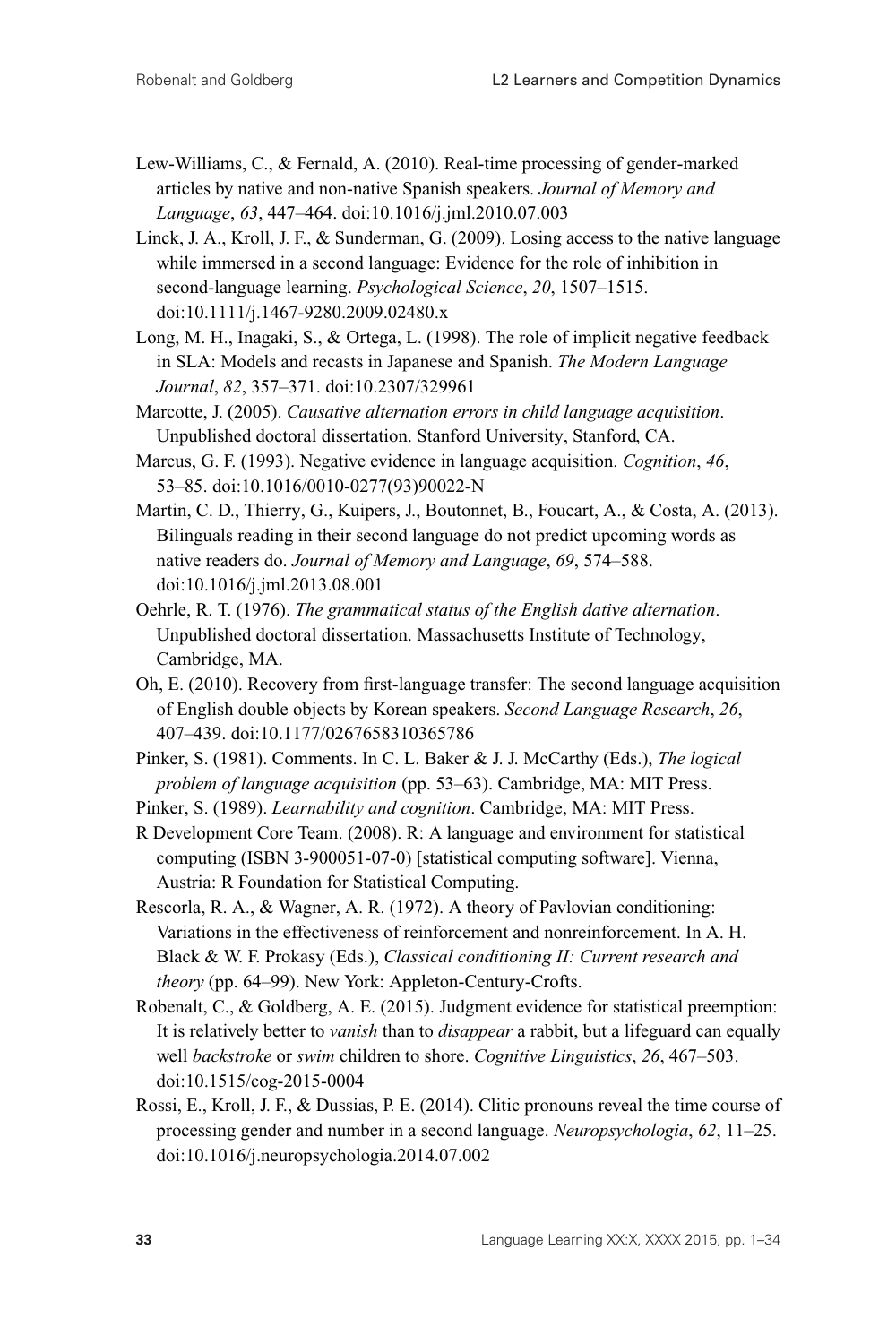Lew-Williams, C., & Fernald, A. (2010). Real-time processing of gender-marked articles by native and non-native Spanish speakers. *Journal of Memory and Language*, *63*, 447–464. doi:10.1016/j.jml.2010.07.003

Linck, J. A., Kroll, J. F., & Sunderman, G. (2009). Losing access to the native language while immersed in a second language: Evidence for the role of inhibition in second-language learning. *Psychological Science*, *20*, 1507–1515. doi:10.1111/j.1467-9280.2009.02480.x

Long, M. H., Inagaki, S., & Ortega, L. (1998). The role of implicit negative feedback in SLA: Models and recasts in Japanese and Spanish. *The Modern Language Journal*, *82*, 357–371. doi:10.2307/329961

Marcotte, J. (2005). *Causative alternation errors in child language acquisition*. Unpublished doctoral dissertation. Stanford University, Stanford, CA.

Marcus, G. F. (1993). Negative evidence in language acquisition. *Cognition*, *46*, 53–85. doi:10.1016/0010-0277(93)90022-N

Martin, C. D., Thierry, G., Kuipers, J., Boutonnet, B., Foucart, A., & Costa, A. (2013). Bilinguals reading in their second language do not predict upcoming words as native readers do. *Journal of Memory and Language*, *69*, 574–588. doi:10.1016/j.jml.2013.08.001

Oehrle, R. T. (1976). *The grammatical status of the English dative alternation*. Unpublished doctoral dissertation. Massachusetts Institute of Technology, Cambridge, MA.

Oh, E. (2010). Recovery from first-language transfer: The second language acquisition of English double objects by Korean speakers. *Second Language Research*, *26*, 407–439. doi:10.1177/0267658310365786

Pinker, S. (1981). Comments. In C. L. Baker & J. J. McCarthy (Eds.), *The logical problem of language acquisition* (pp. 53–63). Cambridge, MA: MIT Press.

Pinker, S. (1989). *Learnability and cognition*. Cambridge, MA: MIT Press.

R Development Core Team. (2008). R: A language and environment for statistical computing (ISBN 3-900051-07-0) [statistical computing software]. Vienna, Austria: R Foundation for Statistical Computing.

Rescorla, R. A., & Wagner, A. R. (1972). A theory of Pavlovian conditioning: Variations in the effectiveness of reinforcement and nonreinforcement. In A. H. Black & W. F. Prokasy (Eds.), *Classical conditioning II: Current research and theory* (pp. 64–99). New York: Appleton-Century-Crofts.

Robenalt, C., & Goldberg, A. E. (2015). Judgment evidence for statistical preemption: It is relatively better to *vanish* than to *disappear* a rabbit, but a lifeguard can equally well *backstroke* or *swim* children to shore. *Cognitive Linguistics*, *26*, 467–503. doi:10.1515/cog-2015-0004

Rossi, E., Kroll, J. F., & Dussias, P. E. (2014). Clitic pronouns reveal the time course of processing gender and number in a second language. *Neuropsychologia*, *62*, 11–25. doi:10.1016/j.neuropsychologia.2014.07.002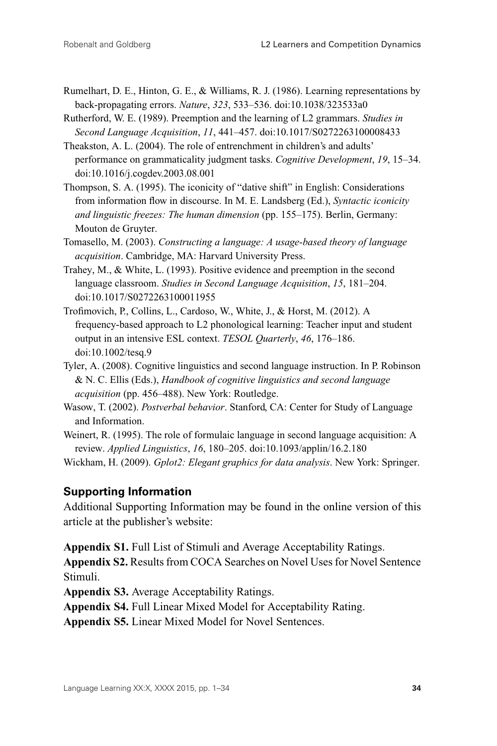Rumelhart, D. E., Hinton, G. E., & Williams, R. J. (1986). Learning representations by back-propagating errors. *Nature*, *323*, 533–536. doi:10.1038/323533a0

Rutherford, W. E. (1989). Preemption and the learning of L2 grammars. *Studies in Second Language Acquisition*, *11*, 441–457. doi:10.1017/S0272263100008433

Theakston, A. L. (2004). The role of entrenchment in children's and adults' performance on grammaticality judgment tasks. *Cognitive Development*, *19*, 15–34. doi:10.1016/j.cogdev.2003.08.001

Thompson, S. A. (1995). The iconicity of "dative shift" in English: Considerations from information flow in discourse. In M. E. Landsberg (Ed.), *Syntactic iconicity and linguistic freezes: The human dimension* (pp. 155–175). Berlin, Germany: Mouton de Gruyter.

Tomasello, M. (2003). *Constructing a language: A usage-based theory of language acquisition*. Cambridge, MA: Harvard University Press.

Trahey, M., & White, L. (1993). Positive evidence and preemption in the second language classroom. *Studies in Second Language Acquisition*, *15*, 181–204. doi:10.1017/S0272263100011955

Trofimovich, P., Collins, L., Cardoso, W., White, J., & Horst, M. (2012). A frequency-based approach to L2 phonological learning: Teacher input and student output in an intensive ESL context. *TESOL Quarterly*, *46*, 176–186. doi:10.1002/tesq.9

Tyler, A. (2008). Cognitive linguistics and second language instruction. In P. Robinson & N. C. Ellis (Eds.), *Handbook of cognitive linguistics and second language acquisition* (pp. 456–488). New York: Routledge.

Wasow, T. (2002). *Postverbal behavior*. Stanford, CA: Center for Study of Language and Information.

Weinert, R. (1995). The role of formulaic language in second language acquisition: A review. *Applied Linguistics*, *16*, 180–205. doi:10.1093/applin/16.2.180

Wickham, H. (2009). *Gplot2: Elegant graphics for data analysis*. New York: Springer.

## Supporting Information

Additional Supporting Information may be found in the online version of this article at the publisher's website:

**Appendix S1.** Full List of Stimuli and Average Acceptability Ratings.

**Appendix S2.** Results from COCA Searches on Novel Uses for Novel Sentence Stimuli.

**Appendix S3.** Average Acceptability Ratings.

**Appendix S4.** Full Linear Mixed Model for Acceptability Rating.

**Appendix S5.** Linear Mixed Model for Novel Sentences.